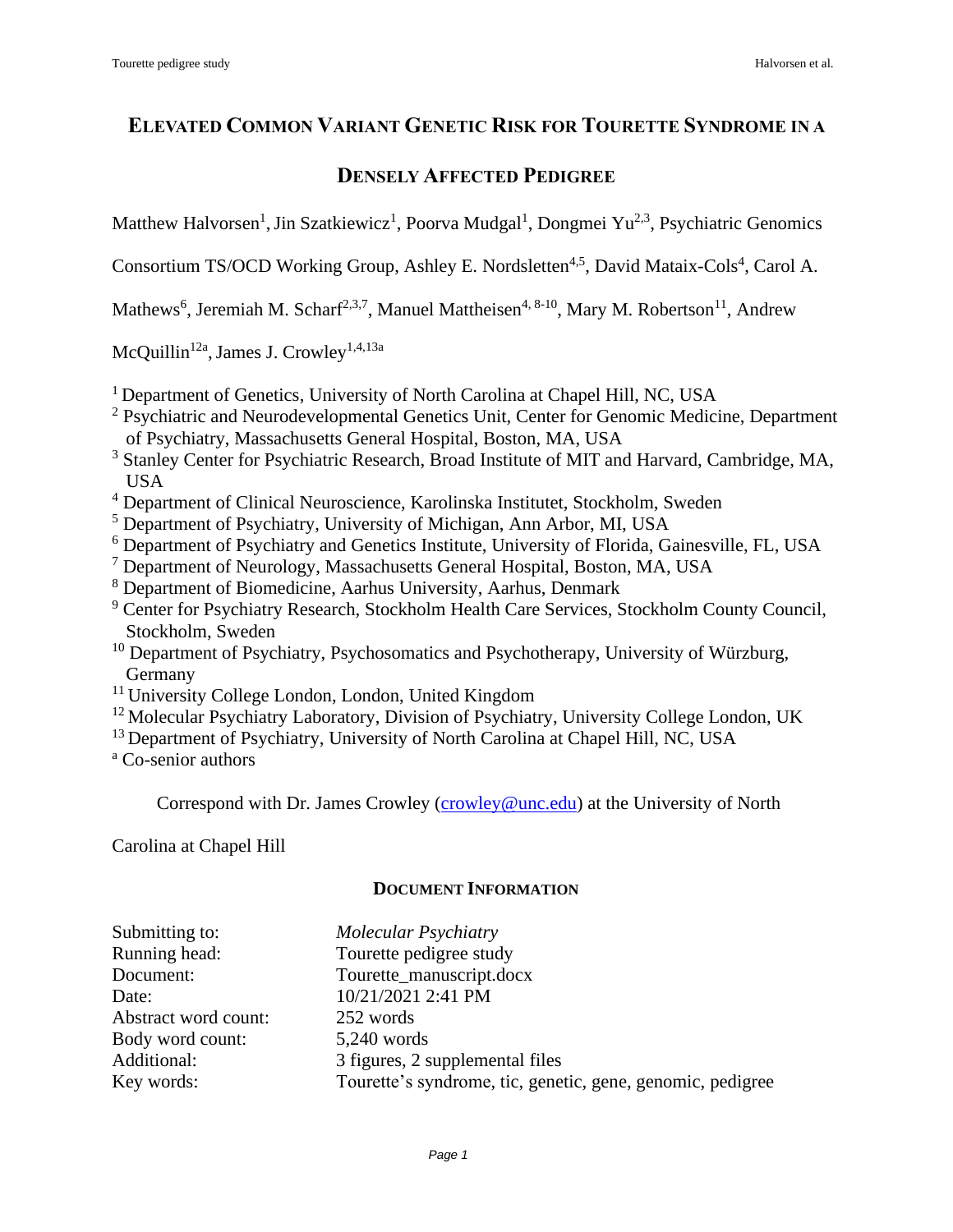# Elevated Common Variant Genetic Risk for Tourette Syndrome in a Densely Affected Pedigree

Matthew Halvorsen[1], Jin Szatkiewicz[1], Poorva Mudgal[1], Dongmei Yu[2,3], Psychiatric Genomics Consortium TS/OCD Working Group, Ashley E. Nordsletten[4,5], David Mataix-Cols[4], Carol A. Mathews[6], Jeremiah M. Scharf[2,3,7], Manuel Mattheisen[4, 8-10], Mary M. Robertson[11], Andrew McQuillin[12a], James J. Crowley[1,4,13a]

[1] Department of Genetics, University of North Carolina at Chapel Hill, NC, USA
[2] Psychiatric and Neurodevelopmental Genetics Unit, Center for Genomic Medicine, Department of Psychiatry, Massachusetts General Hospital, Boston, MA, USA
[3] Stanley Center for Psychiatric Research, Broad Institute of MIT and Harvard, Cambridge, MA, USA
[4] Department of Clinical Neuroscience, Karolinska Institutet, Stockholm, Sweden
[5] Department of Psychiatry, University of Michigan, Ann Arbor, MI, USA
[6] Department of Psychiatry and Genetics Institute, University of Florida, Gainesville, FL, USA
[7] Department of Neurology, Massachusetts General Hospital, Boston, MA, USA
[8] Department of Biomedicine, Aarhus University, Aarhus, Denmark
[9] Center for Psychiatry Research, Stockholm Health Care Services, Stockholm County Council, Stockholm, Sweden
[10] Department of Psychiatry, Psychosomatics and Psychotherapy, University of Würzburg, Germany
[11] University College London, London, United Kingdom
[12] Molecular Psychiatry Laboratory, Division of Psychiatry, University College London, UK
[13] Department of Psychiatry, University of North Carolina at Chapel Hill, NC, USA
[a] Co-senior authors

Correspond with Dr. James Crowley (crowley@unc.edu) at the University of North Carolina at Chapel Hill

## Document Information

| | |
|---|---|
| Submitting to: | *Molecular Psychiatry* |
| Running head: | Tourette pedigree study |
| Document: | Tourette_manuscript.docx |
| Date: | 10/21/2021 2:41 PM |
| Abstract word count: | 252 words |
| Body word count: | 5,240 words |
| Additional: | 3 figures, 2 supplemental files |
| Key words: | Tourette's syndrome, tic, genetic, gene, genomic, pedigree |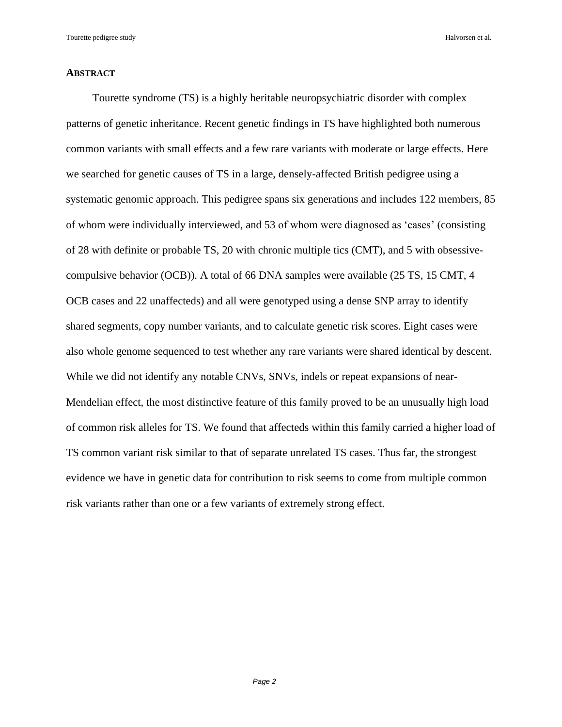## ABSTRACT

Tourette syndrome (TS) is a highly heritable neuropsychiatric disorder with complex patterns of genetic inheritance. Recent genetic findings in TS have highlighted both numerous common variants with small effects and a few rare variants with moderate or large effects. Here we searched for genetic causes of TS in a large, densely-affected British pedigree using a systematic genomic approach. This pedigree spans six generations and includes 122 members, 85 of whom were individually interviewed, and 53 of whom were diagnosed as 'cases' (consisting of 28 with definite or probable TS, 20 with chronic multiple tics (CMT), and 5 with obsessive-compulsive behavior (OCB)). A total of 66 DNA samples were available (25 TS, 15 CMT, 4 OCB cases and 22 unaffecteds) and all were genotyped using a dense SNP array to identify shared segments, copy number variants, and to calculate genetic risk scores. Eight cases were also whole genome sequenced to test whether any rare variants were shared identical by descent. While we did not identify any notable CNVs, SNVs, indels or repeat expansions of near-Mendelian effect, the most distinctive feature of this family proved to be an unusually high load of common risk alleles for TS. We found that affecteds within this family carried a higher load of TS common variant risk similar to that of separate unrelated TS cases. Thus far, the strongest evidence we have in genetic data for contribution to risk seems to come from multiple common risk variants rather than one or a few variants of extremely strong effect.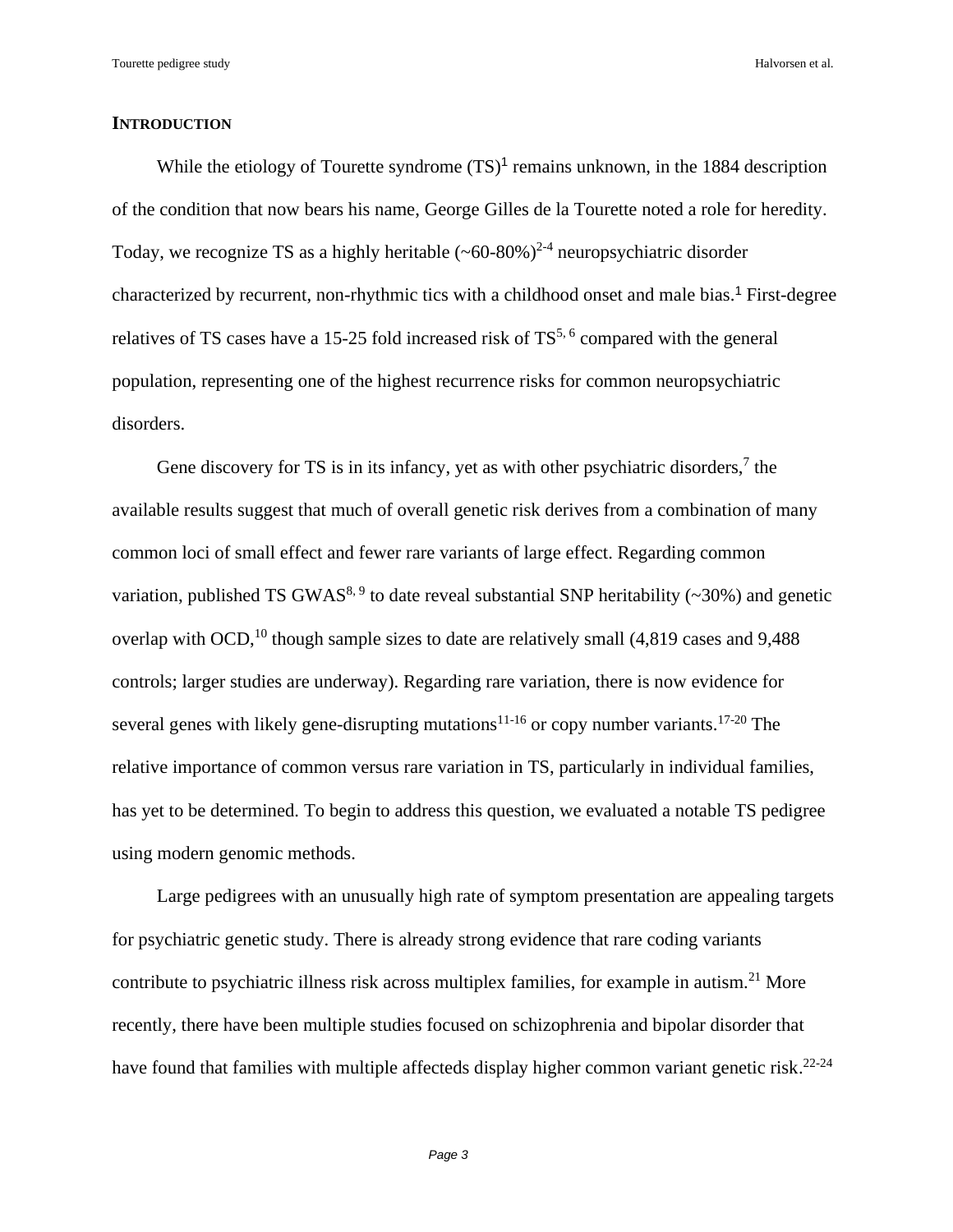## INTRODUCTION

While the etiology of Tourette syndrome (TS)[1] remains unknown, in the 1884 description of the condition that now bears his name, George Gilles de la Tourette noted a role for heredity. Today, we recognize TS as a highly heritable (~60-80%)[2-4] neuropsychiatric disorder characterized by recurrent, non-rhythmic tics with a childhood onset and male bias.[1] First-degree relatives of TS cases have a 15-25 fold increased risk of TS[5, 6] compared with the general population, representing one of the highest recurrence risks for common neuropsychiatric disorders.

Gene discovery for TS is in its infancy, yet as with other psychiatric disorders,[7] the available results suggest that much of overall genetic risk derives from a combination of many common loci of small effect and fewer rare variants of large effect. Regarding common variation, published TS GWAS[8, 9] to date reveal substantial SNP heritability (~30%) and genetic overlap with OCD,[10] though sample sizes to date are relatively small (4,819 cases and 9,488 controls; larger studies are underway). Regarding rare variation, there is now evidence for several genes with likely gene-disrupting mutations[11-16] or copy number variants.[17-20] The relative importance of common versus rare variation in TS, particularly in individual families, has yet to be determined. To begin to address this question, we evaluated a notable TS pedigree using modern genomic methods.

Large pedigrees with an unusually high rate of symptom presentation are appealing targets for psychiatric genetic study. There is already strong evidence that rare coding variants contribute to psychiatric illness risk across multiplex families, for example in autism.[21] More recently, there have been multiple studies focused on schizophrenia and bipolar disorder that have found that families with multiple affecteds display higher common variant genetic risk.[22-24]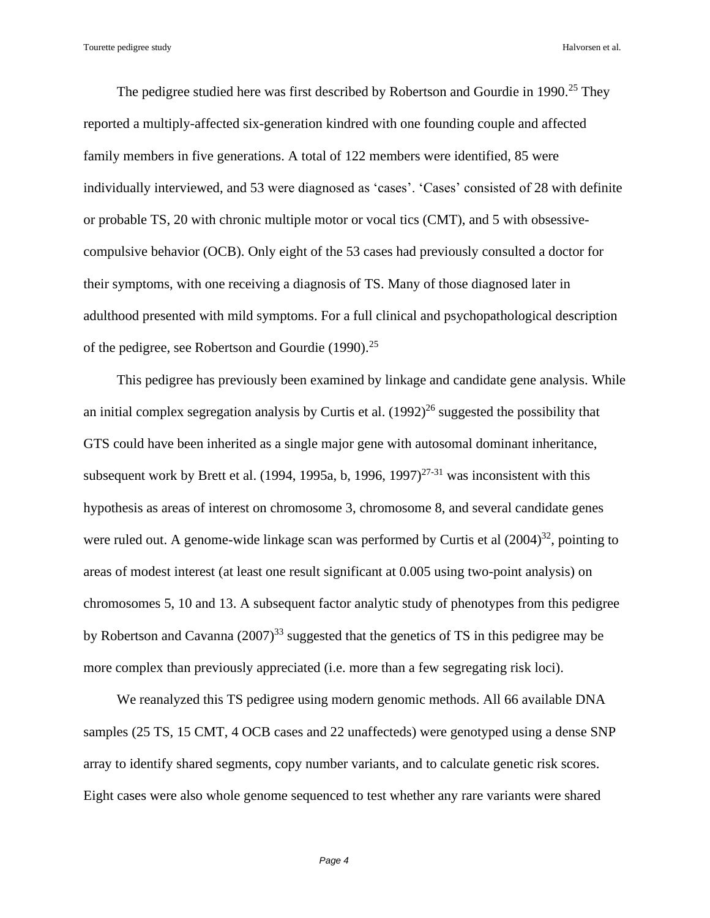The pedigree studied here was first described by Robertson and Gourdie in 1990.[25] They reported a multiply-affected six-generation kindred with one founding couple and affected family members in five generations. A total of 122 members were identified, 85 were individually interviewed, and 53 were diagnosed as 'cases'. 'Cases' consisted of 28 with definite or probable TS, 20 with chronic multiple motor or vocal tics (CMT), and 5 with obsessive-compulsive behavior (OCB). Only eight of the 53 cases had previously consulted a doctor for their symptoms, with one receiving a diagnosis of TS. Many of those diagnosed later in adulthood presented with mild symptoms. For a full clinical and psychopathological description of the pedigree, see Robertson and Gourdie (1990).[25]

This pedigree has previously been examined by linkage and candidate gene analysis. While an initial complex segregation analysis by Curtis et al. (1992)[26] suggested the possibility that GTS could have been inherited as a single major gene with autosomal dominant inheritance, subsequent work by Brett et al. (1994, 1995a, b, 1996, 1997)[27-31] was inconsistent with this hypothesis as areas of interest on chromosome 3, chromosome 8, and several candidate genes were ruled out. A genome-wide linkage scan was performed by Curtis et al (2004)[32], pointing to areas of modest interest (at least one result significant at 0.005 using two-point analysis) on chromosomes 5, 10 and 13. A subsequent factor analytic study of phenotypes from this pedigree by Robertson and Cavanna (2007)[33] suggested that the genetics of TS in this pedigree may be more complex than previously appreciated (i.e. more than a few segregating risk loci).

We reanalyzed this TS pedigree using modern genomic methods. All 66 available DNA samples (25 TS, 15 CMT, 4 OCB cases and 22 unaffecteds) were genotyped using a dense SNP array to identify shared segments, copy number variants, and to calculate genetic risk scores. Eight cases were also whole genome sequenced to test whether any rare variants were shared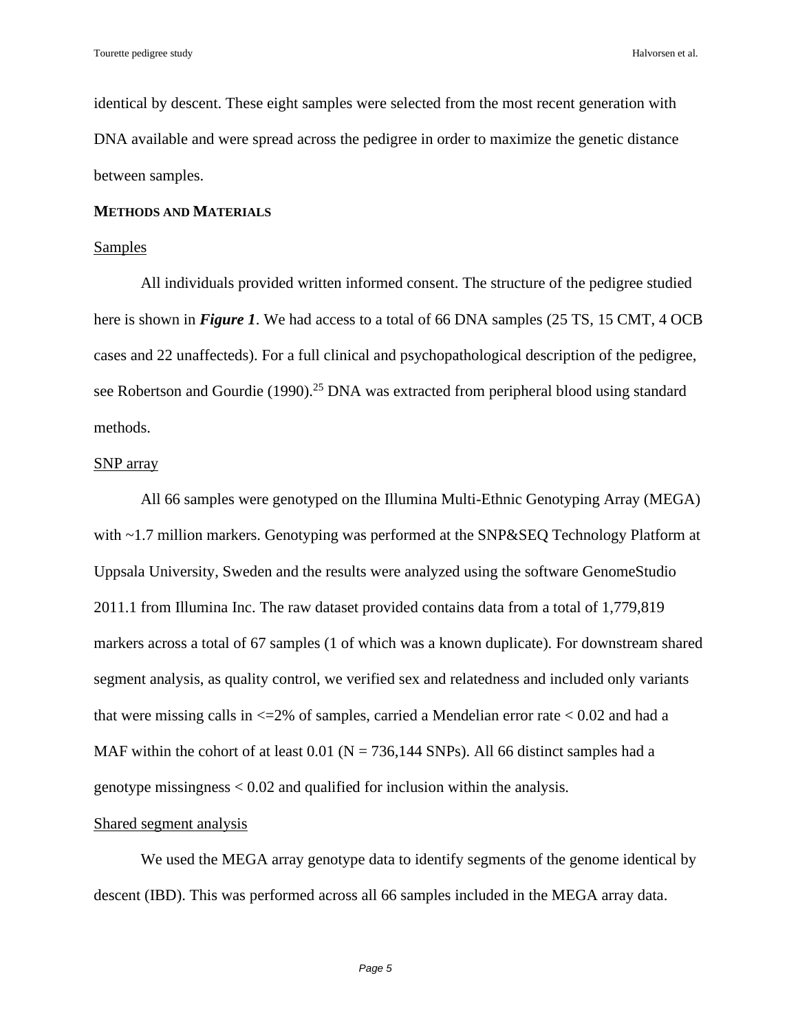identical by descent. These eight samples were selected from the most recent generation with DNA available and were spread across the pedigree in order to maximize the genetic distance between samples.

## METHODS AND MATERIALS

### Samples

All individuals provided written informed consent. The structure of the pedigree studied here is shown in ***Figure 1***. We had access to a total of 66 DNA samples (25 TS, 15 CMT, 4 OCB cases and 22 unaffecteds). For a full clinical and psychopathological description of the pedigree, see Robertson and Gourdie (1990).[25] DNA was extracted from peripheral blood using standard methods.

### SNP array

All 66 samples were genotyped on the Illumina Multi-Ethnic Genotyping Array (MEGA) with ~1.7 million markers. Genotyping was performed at the SNP&SEQ Technology Platform at Uppsala University, Sweden and the results were analyzed using the software GenomeStudio 2011.1 from Illumina Inc. The raw dataset provided contains data from a total of 1,779,819 markers across a total of 67 samples (1 of which was a known duplicate). For downstream shared segment analysis, as quality control, we verified sex and relatedness and included only variants that were missing calls in <=2% of samples, carried a Mendelian error rate < 0.02 and had a MAF within the cohort of at least 0.01 (N = 736,144 SNPs). All 66 distinct samples had a genotype missingness < 0.02 and qualified for inclusion within the analysis.

### Shared segment analysis

We used the MEGA array genotype data to identify segments of the genome identical by descent (IBD). This was performed across all 66 samples included in the MEGA array data.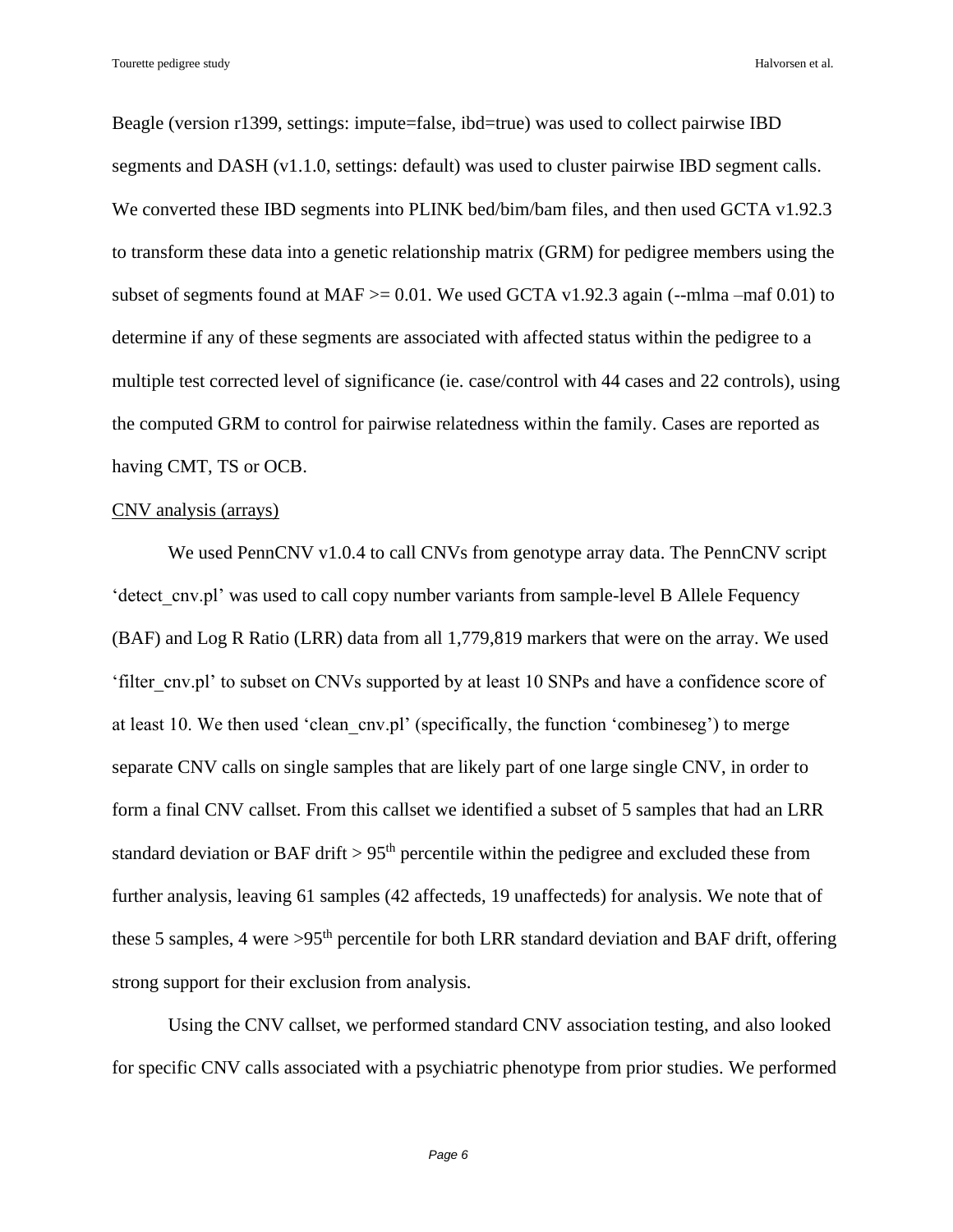Beagle (version r1399, settings: impute=false, ibd=true) was used to collect pairwise IBD segments and DASH (v1.1.0, settings: default) was used to cluster pairwise IBD segment calls. We converted these IBD segments into PLINK bed/bim/bam files, and then used GCTA v1.92.3 to transform these data into a genetic relationship matrix (GRM) for pedigree members using the subset of segments found at MAF >= 0.01. We used GCTA v1.92.3 again (--mlma –maf 0.01) to determine if any of these segments are associated with affected status within the pedigree to a multiple test corrected level of significance (ie. case/control with 44 cases and 22 controls), using the computed GRM to control for pairwise relatedness within the family. Cases are reported as having CMT, TS or OCB.

CNV analysis (arrays)

We used PennCNV v1.0.4 to call CNVs from genotype array data. The PennCNV script 'detect_cnv.pl' was used to call copy number variants from sample-level B Allele Fequency (BAF) and Log R Ratio (LRR) data from all 1,779,819 markers that were on the array. We used 'filter_cnv.pl' to subset on CNVs supported by at least 10 SNPs and have a confidence score of at least 10. We then used 'clean_cnv.pl' (specifically, the function 'combineseg') to merge separate CNV calls on single samples that are likely part of one large single CNV, in order to form a final CNV callset. From this callset we identified a subset of 5 samples that had an LRR standard deviation or BAF drift > 95$^{th}$ percentile within the pedigree and excluded these from further analysis, leaving 61 samples (42 affecteds, 19 unaffecteds) for analysis. We note that of these 5 samples, 4 were >95$^{th}$ percentile for both LRR standard deviation and BAF drift, offering strong support for their exclusion from analysis.

Using the CNV callset, we performed standard CNV association testing, and also looked for specific CNV calls associated with a psychiatric phenotype from prior studies. We performed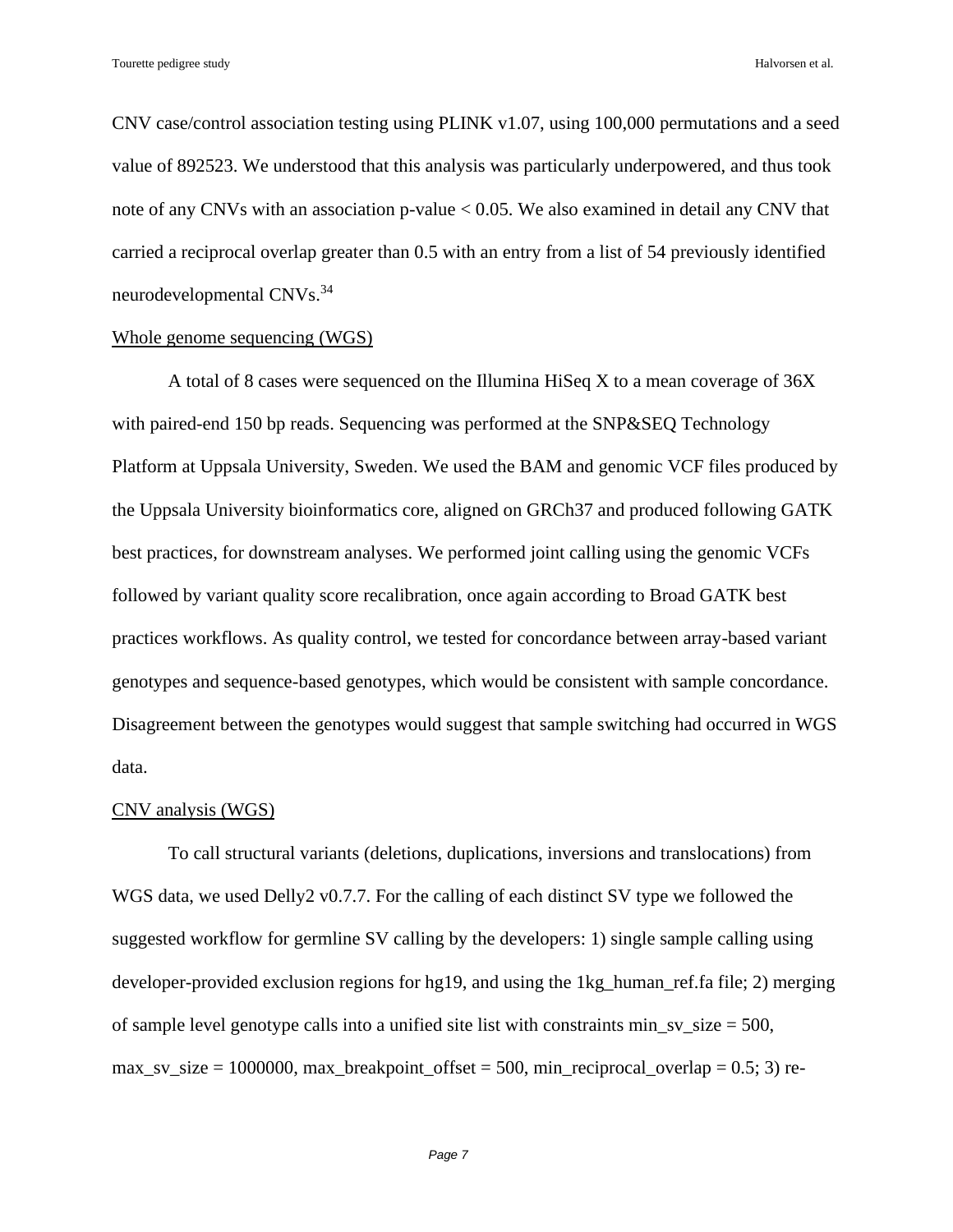CNV case/control association testing using PLINK v1.07, using 100,000 permutations and a seed value of 892523. We understood that this analysis was particularly underpowered, and thus took note of any CNVs with an association p-value < 0.05. We also examined in detail any CNV that carried a reciprocal overlap greater than 0.5 with an entry from a list of 54 previously identified neurodevelopmental CNVs.[34]

### Whole genome sequencing (WGS)

A total of 8 cases were sequenced on the Illumina HiSeq X to a mean coverage of 36X with paired-end 150 bp reads. Sequencing was performed at the SNP&SEQ Technology Platform at Uppsala University, Sweden. We used the BAM and genomic VCF files produced by the Uppsala University bioinformatics core, aligned on GRCh37 and produced following GATK best practices, for downstream analyses. We performed joint calling using the genomic VCFs followed by variant quality score recalibration, once again according to Broad GATK best practices workflows. As quality control, we tested for concordance between array-based variant genotypes and sequence-based genotypes, which would be consistent with sample concordance. Disagreement between the genotypes would suggest that sample switching had occurred in WGS data.

### CNV analysis (WGS)

To call structural variants (deletions, duplications, inversions and translocations) from WGS data, we used Delly2 v0.7.7. For the calling of each distinct SV type we followed the suggested workflow for germline SV calling by the developers: 1) single sample calling using developer-provided exclusion regions for hg19, and using the 1kg_human_ref.fa file; 2) merging of sample level genotype calls into a unified site list with constraints min_sv_size = 500, max_sv_size = 1000000, max_breakpoint_offset = 500, min_reciprocal_overlap = 0.5; 3) re-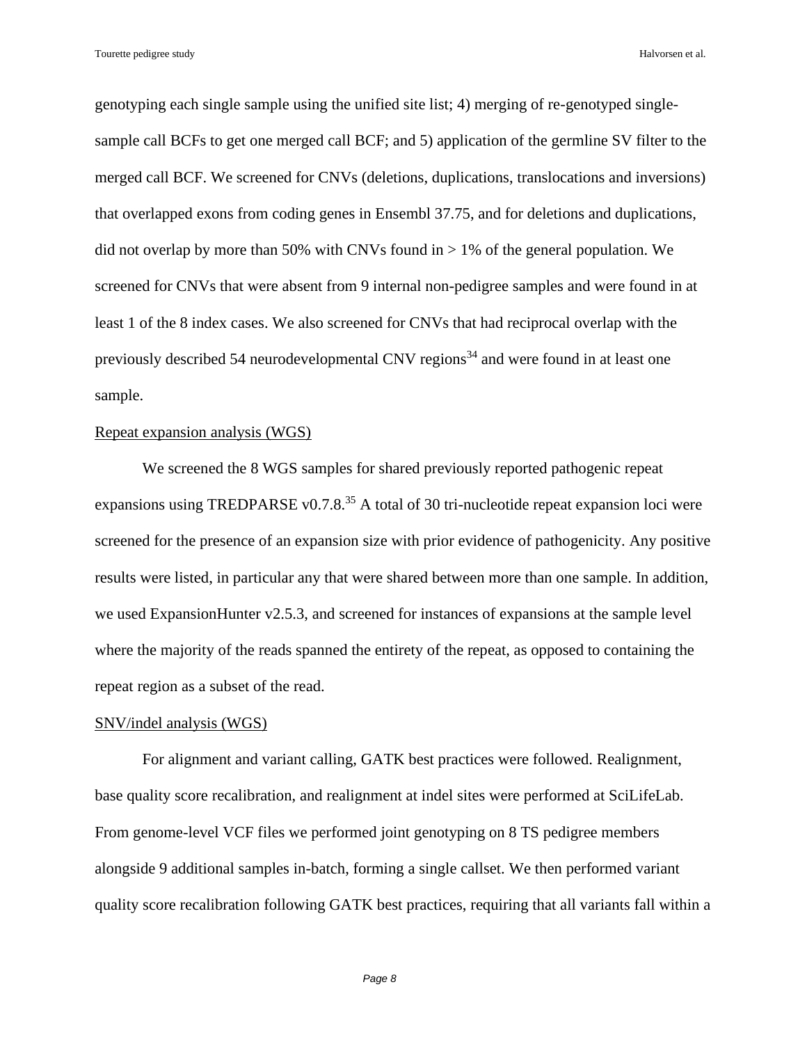genotyping each single sample using the unified site list; 4) merging of re-genotyped single-sample call BCFs to get one merged call BCF; and 5) application of the germline SV filter to the merged call BCF. We screened for CNVs (deletions, duplications, translocations and inversions) that overlapped exons from coding genes in Ensembl 37.75, and for deletions and duplications, did not overlap by more than 50% with CNVs found in > 1% of the general population. We screened for CNVs that were absent from 9 internal non-pedigree samples and were found in at least 1 of the 8 index cases. We also screened for CNVs that had reciprocal overlap with the previously described 54 neurodevelopmental CNV regions[34] and were found in at least one sample.

Repeat expansion analysis (WGS)

We screened the 8 WGS samples for shared previously reported pathogenic repeat expansions using TREDPARSE v0.7.8.[35] A total of 30 tri-nucleotide repeat expansion loci were screened for the presence of an expansion size with prior evidence of pathogenicity. Any positive results were listed, in particular any that were shared between more than one sample. In addition, we used ExpansionHunter v2.5.3, and screened for instances of expansions at the sample level where the majority of the reads spanned the entirety of the repeat, as opposed to containing the repeat region as a subset of the read.

SNV/indel analysis (WGS)

For alignment and variant calling, GATK best practices were followed. Realignment, base quality score recalibration, and realignment at indel sites were performed at SciLifeLab. From genome-level VCF files we performed joint genotyping on 8 TS pedigree members alongside 9 additional samples in-batch, forming a single callset. We then performed variant quality score recalibration following GATK best practices, requiring that all variants fall within a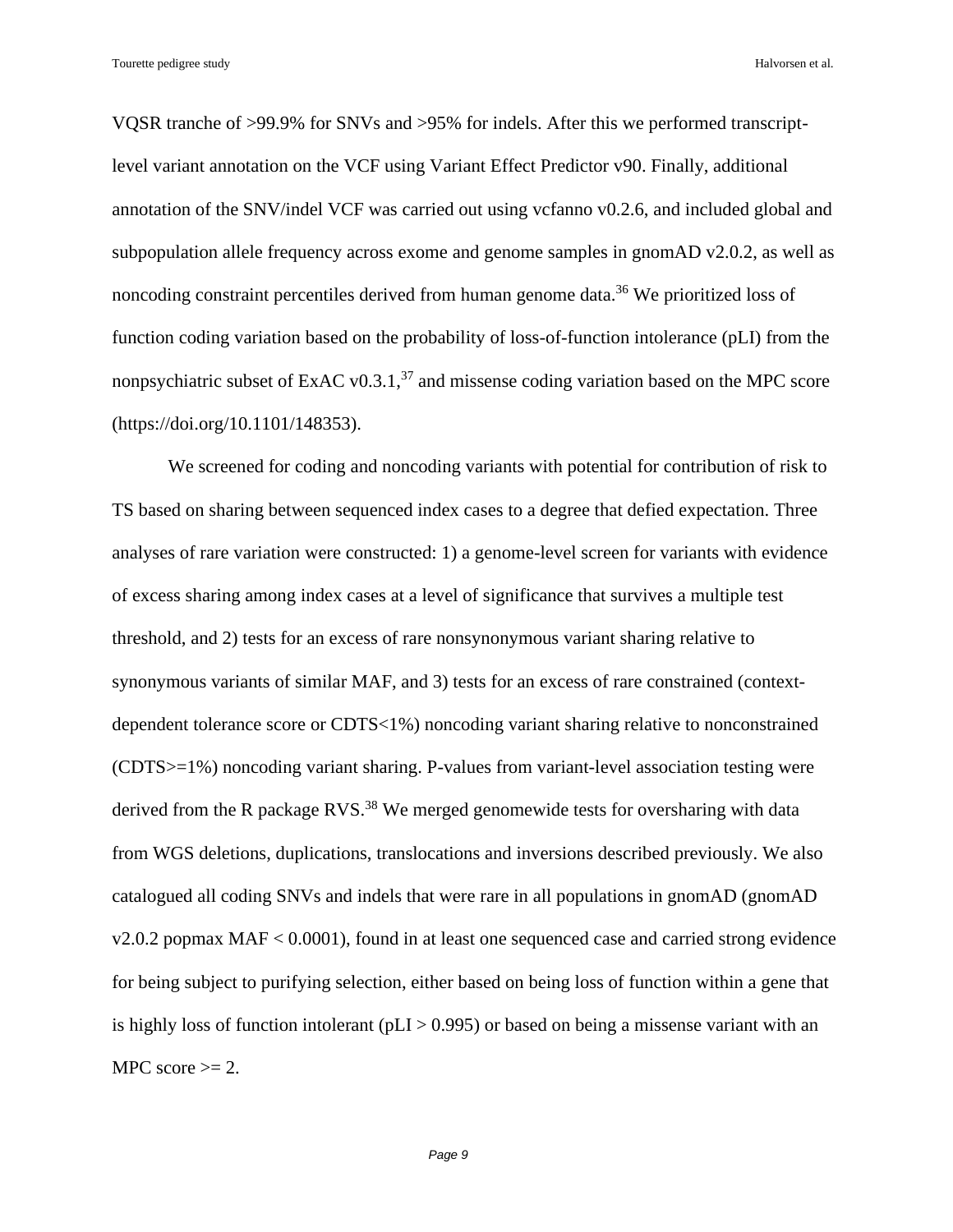VQSR tranche of >99.9% for SNVs and >95% for indels. After this we performed transcript-level variant annotation on the VCF using Variant Effect Predictor v90. Finally, additional annotation of the SNV/indel VCF was carried out using vcfanno v0.2.6, and included global and subpopulation allele frequency across exome and genome samples in gnomAD v2.0.2, as well as noncoding constraint percentiles derived from human genome data.[36] We prioritized loss of function coding variation based on the probability of loss-of-function intolerance (pLI) from the nonpsychiatric subset of ExAC v0.3.1,[37] and missense coding variation based on the MPC score (https://doi.org/10.1101/148353).

We screened for coding and noncoding variants with potential for contribution of risk to TS based on sharing between sequenced index cases to a degree that defied expectation. Three analyses of rare variation were constructed: 1) a genome-level screen for variants with evidence of excess sharing among index cases at a level of significance that survives a multiple test threshold, and 2) tests for an excess of rare nonsynonymous variant sharing relative to synonymous variants of similar MAF, and 3) tests for an excess of rare constrained (context-dependent tolerance score or CDTS<1%) noncoding variant sharing relative to nonconstrained (CDTS>=1%) noncoding variant sharing. P-values from variant-level association testing were derived from the R package RVS.[38] We merged genomewide tests for oversharing with data from WGS deletions, duplications, translocations and inversions described previously. We also catalogued all coding SNVs and indels that were rare in all populations in gnomAD (gnomAD v2.0.2 popmax MAF < 0.0001), found in at least one sequenced case and carried strong evidence for being subject to purifying selection, either based on being loss of function within a gene that is highly loss of function intolerant (pLI > 0.995) or based on being a missense variant with an MPC score >= 2.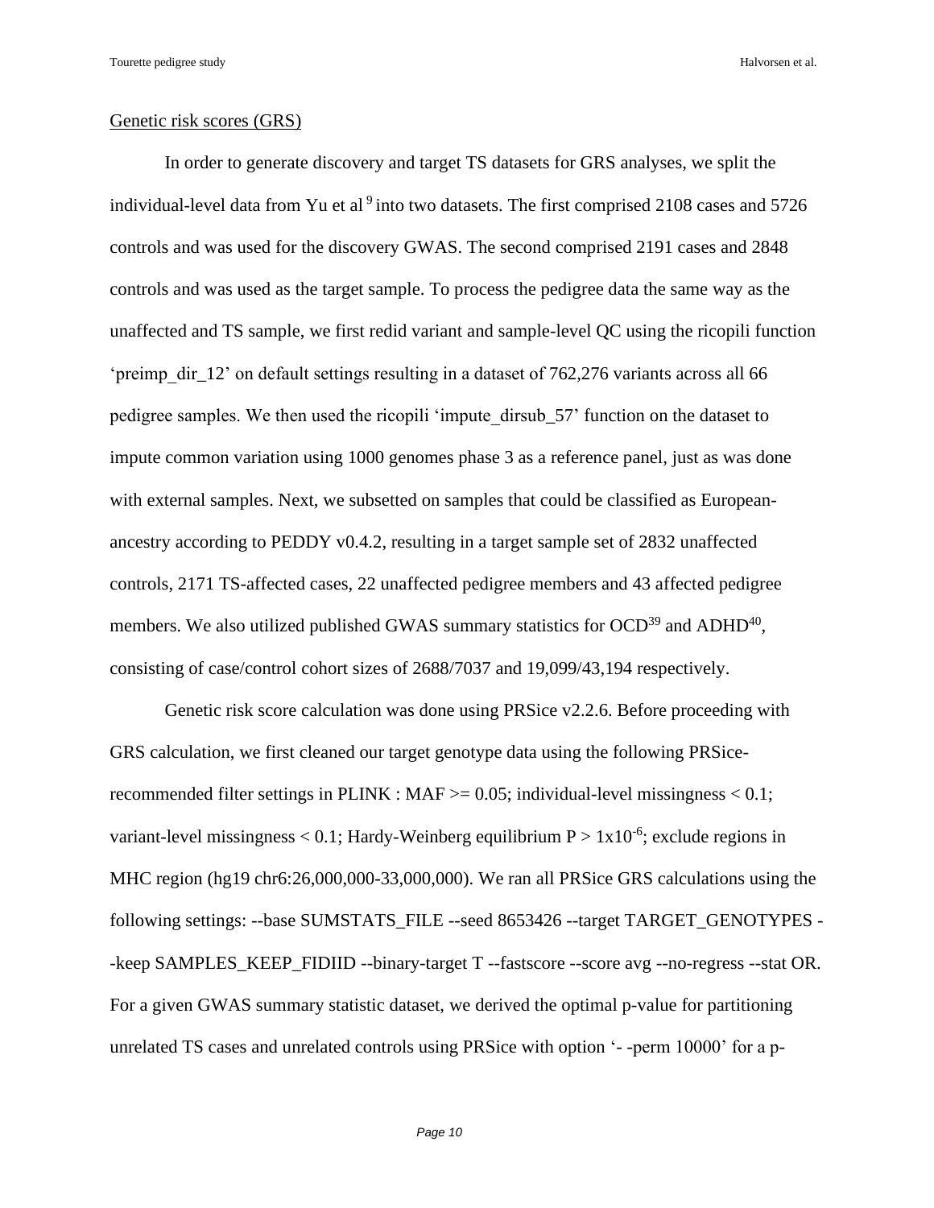Genetic risk scores (GRS)

In order to generate discovery and target TS datasets for GRS analyses, we split the individual-level data from Yu et al [9] into two datasets. The first comprised 2108 cases and 5726 controls and was used for the discovery GWAS. The second comprised 2191 cases and 2848 controls and was used as the target sample. To process the pedigree data the same way as the unaffected and TS sample, we first redid variant and sample-level QC using the ricopili function 'preimp_dir_12' on default settings resulting in a dataset of 762,276 variants across all 66 pedigree samples. We then used the ricopili 'impute_dirsub_57' function on the dataset to impute common variation using 1000 genomes phase 3 as a reference panel, just as was done with external samples. Next, we subsetted on samples that could be classified as European-ancestry according to PEDDY v0.4.2, resulting in a target sample set of 2832 unaffected controls, 2171 TS-affected cases, 22 unaffected pedigree members and 43 affected pedigree members. We also utilized published GWAS summary statistics for OCD[39] and ADHD[40], consisting of case/control cohort sizes of 2688/7037 and 19,099/43,194 respectively.

Genetic risk score calculation was done using PRSice v2.2.6. Before proceeding with GRS calculation, we first cleaned our target genotype data using the following PRSice-recommended filter settings in PLINK : MAF >= 0.05; individual-level missingness < 0.1; variant-level missingness < 0.1; Hardy-Weinberg equilibrium $P > 1 \times 10^{-6}$; exclude regions in MHC region (hg19 chr6:26,000,000-33,000,000). We ran all PRSice GRS calculations using the following settings: --base SUMSTATS_FILE --seed 8653426 --target TARGET_GENOTYPES --keep SAMPLES_KEEP_FIDIID --binary-target T --fastscore --score avg --no-regress --stat OR. For a given GWAS summary statistic dataset, we derived the optimal p-value for partitioning unrelated TS cases and unrelated controls using PRSice with option '- -perm 10000' for a p-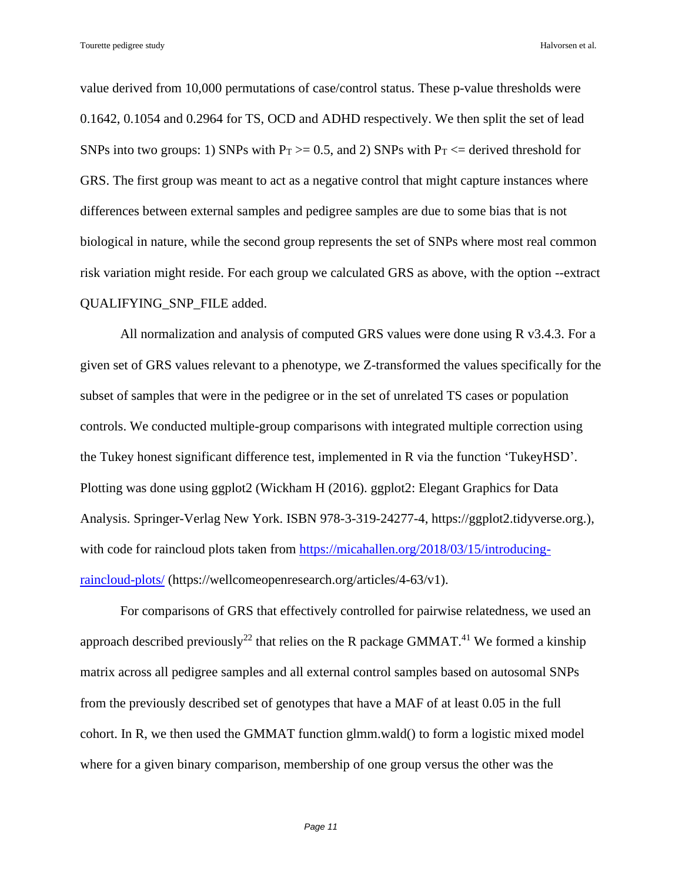value derived from 10,000 permutations of case/control status. These p-value thresholds were 0.1642, 0.1054 and 0.2964 for TS, OCD and ADHD respectively. We then split the set of lead SNPs into two groups: 1) SNPs with $P_T >= 0.5$, and 2) SNPs with $P_T <=$ derived threshold for GRS. The first group was meant to act as a negative control that might capture instances where differences between external samples and pedigree samples are due to some bias that is not biological in nature, while the second group represents the set of SNPs where most real common risk variation might reside. For each group we calculated GRS as above, with the option --extract QUALIFYING_SNP_FILE added.

All normalization and analysis of computed GRS values were done using R v3.4.3. For a given set of GRS values relevant to a phenotype, we Z-transformed the values specifically for the subset of samples that were in the pedigree or in the set of unrelated TS cases or population controls. We conducted multiple-group comparisons with integrated multiple correction using the Tukey honest significant difference test, implemented in R via the function 'TukeyHSD'. Plotting was done using ggplot2 (Wickham H (2016). ggplot2: Elegant Graphics for Data Analysis. Springer-Verlag New York. ISBN 978-3-319-24277-4, https://ggplot2.tidyverse.org.), with code for raincloud plots taken from [https://micahallen.org/2018/03/15/introducing-raincloud-plots/](https://micahallen.org/2018/03/15/introducing-raincloud-plots/) (https://wellcomeopenresearch.org/articles/4-63/v1).

For comparisons of GRS that effectively controlled for pairwise relatedness, we used an approach described previously[22] that relies on the R package GMMAT.[41] We formed a kinship matrix across all pedigree samples and all external control samples based on autosomal SNPs from the previously described set of genotypes that have a MAF of at least 0.05 in the full cohort. In R, we then used the GMMAT function glmm.wald() to form a logistic mixed model where for a given binary comparison, membership of one group versus the other was the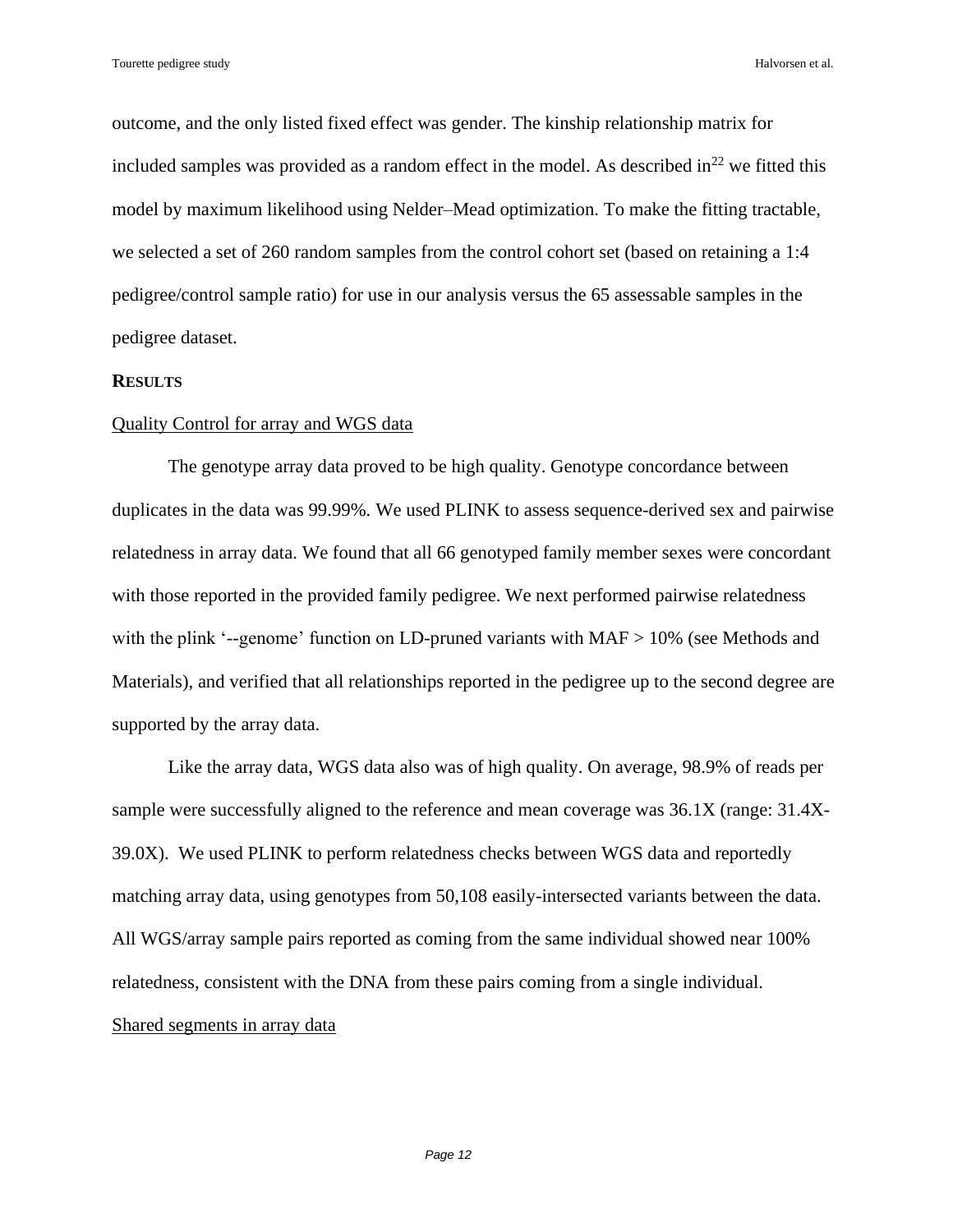outcome, and the only listed fixed effect was gender. The kinship relationship matrix for included samples was provided as a random effect in the model. As described in[22] we fitted this model by maximum likelihood using Nelder–Mead optimization. To make the fitting tractable, we selected a set of 260 random samples from the control cohort set (based on retaining a 1:4 pedigree/control sample ratio) for use in our analysis versus the 65 assessable samples in the pedigree dataset.

## RESULTS

### Quality Control for array and WGS data

The genotype array data proved to be high quality. Genotype concordance between duplicates in the data was 99.99%. We used PLINK to assess sequence-derived sex and pairwise relatedness in array data. We found that all 66 genotyped family member sexes were concordant with those reported in the provided family pedigree. We next performed pairwise relatedness with the plink '--genome' function on LD-pruned variants with MAF > 10% (see Methods and Materials), and verified that all relationships reported in the pedigree up to the second degree are supported by the array data.

Like the array data, WGS data also was of high quality. On average, 98.9% of reads per sample were successfully aligned to the reference and mean coverage was 36.1X (range: 31.4X-39.0X). We used PLINK to perform relatedness checks between WGS data and reportedly matching array data, using genotypes from 50,108 easily-intersected variants between the data. All WGS/array sample pairs reported as coming from the same individual showed near 100% relatedness, consistent with the DNA from these pairs coming from a single individual.

### Shared segments in array data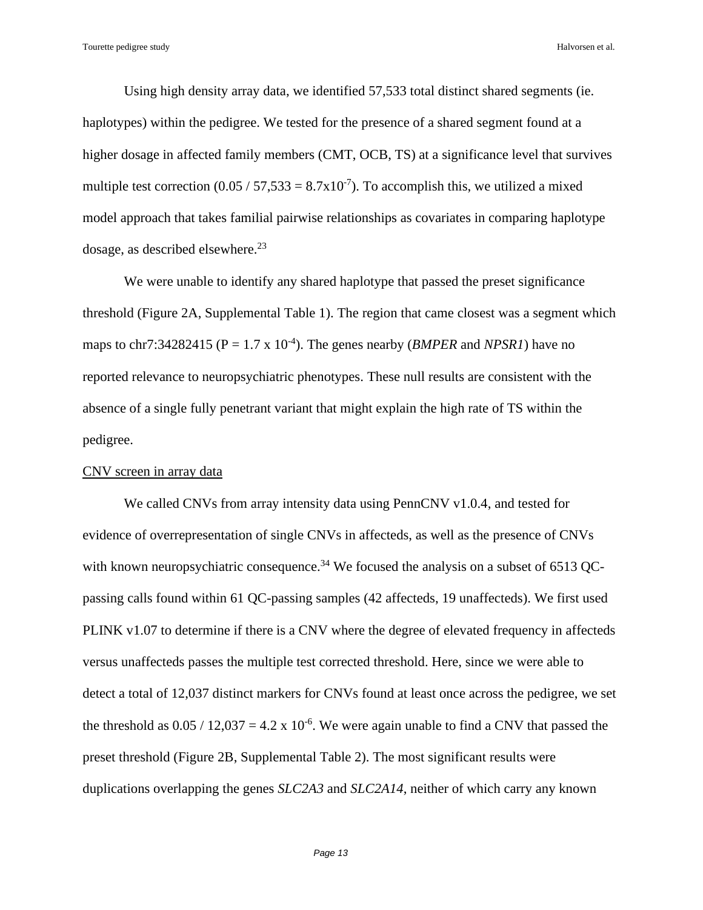Using high density array data, we identified 57,533 total distinct shared segments (ie. haplotypes) within the pedigree. We tested for the presence of a shared segment found at a higher dosage in affected family members (CMT, OCB, TS) at a significance level that survives multiple test correction ($0.05 / 57{,}533 = 8.7 \times 10^{-7}$). To accomplish this, we utilized a mixed model approach that takes familial pairwise relationships as covariates in comparing haplotype dosage, as described elsewhere.[23]

We were unable to identify any shared haplotype that passed the preset significance threshold (Figure 2A, Supplemental Table 1). The region that came closest was a segment which maps to chr7:34282415 ($P = 1.7 \times 10^{-4}$). The genes nearby (*BMPER* and *NPSR1*) have no reported relevance to neuropsychiatric phenotypes. These null results are consistent with the absence of a single fully penetrant variant that might explain the high rate of TS within the pedigree.

<u>CNV screen in array data</u>

We called CNVs from array intensity data using PennCNV v1.0.4, and tested for evidence of overrepresentation of single CNVs in affecteds, as well as the presence of CNVs with known neuropsychiatric consequence.[34] We focused the analysis on a subset of 6513 QC-passing calls found within 61 QC-passing samples (42 affecteds, 19 unaffecteds). We first used PLINK v1.07 to determine if there is a CNV where the degree of elevated frequency in affecteds versus unaffecteds passes the multiple test corrected threshold. Here, since we were able to detect a total of 12,037 distinct markers for CNVs found at least once across the pedigree, we set the threshold as $0.05 / 12{,}037 = 4.2 \times 10^{-6}$. We were again unable to find a CNV that passed the preset threshold (Figure 2B, Supplemental Table 2). The most significant results were duplications overlapping the genes *SLC2A3* and *SLC2A14*, neither of which carry any known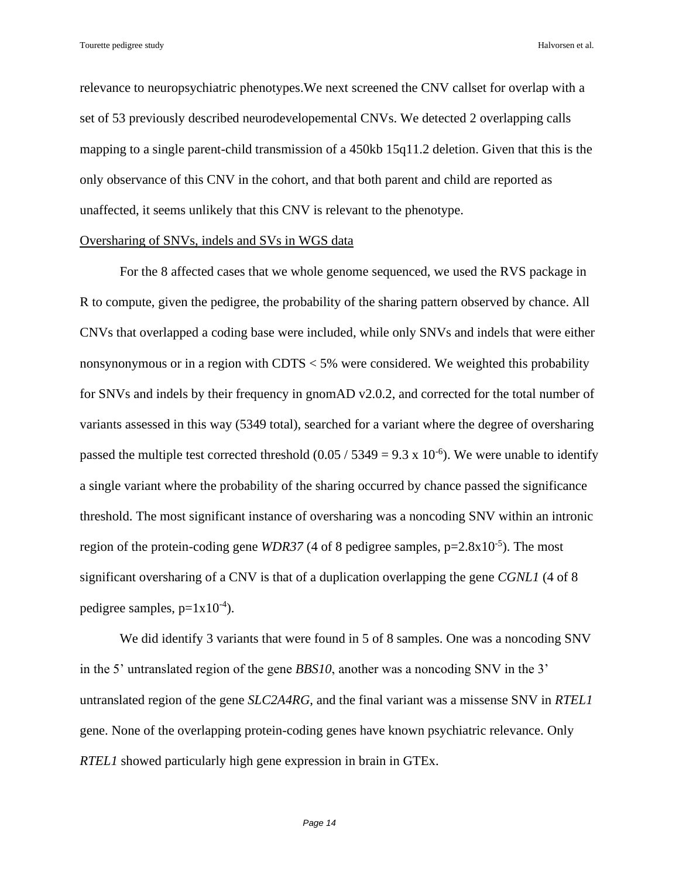relevance to neuropsychiatric phenotypes.We next screened the CNV callset for overlap with a set of 53 previously described neurodevelopemental CNVs. We detected 2 overlapping calls mapping to a single parent-child transmission of a 450kb 15q11.2 deletion. Given that this is the only observance of this CNV in the cohort, and that both parent and child are reported as unaffected, it seems unlikely that this CNV is relevant to the phenotype.

Oversharing of SNVs, indels and SVs in WGS data

For the 8 affected cases that we whole genome sequenced, we used the RVS package in R to compute, given the pedigree, the probability of the sharing pattern observed by chance. All CNVs that overlapped a coding base were included, while only SNVs and indels that were either nonsynonymous or in a region with CDTS < 5% were considered. We weighted this probability for SNVs and indels by their frequency in gnomAD v2.0.2, and corrected for the total number of variants assessed in this way (5349 total), searched for a variant where the degree of oversharing passed the multiple test corrected threshold ($0.05 / 5349 = 9.3 \times 10^{-6}$). We were unable to identify a single variant where the probability of the sharing occurred by chance passed the significance threshold. The most significant instance of oversharing was a noncoding SNV within an intronic region of the protein-coding gene *WDR37* (4 of 8 pedigree samples, $p=2.8 \times 10^{-5}$). The most significant oversharing of a CNV is that of a duplication overlapping the gene *CGNL1* (4 of 8 pedigree samples, $p=1 \times 10^{-4}$).

We did identify 3 variants that were found in 5 of 8 samples. One was a noncoding SNV in the 5' untranslated region of the gene *BBS10*, another was a noncoding SNV in the 3' untranslated region of the gene *SLC2A4RG*, and the final variant was a missense SNV in *RTEL1* gene. None of the overlapping protein-coding genes have known psychiatric relevance. Only *RTEL1* showed particularly high gene expression in brain in GTEx.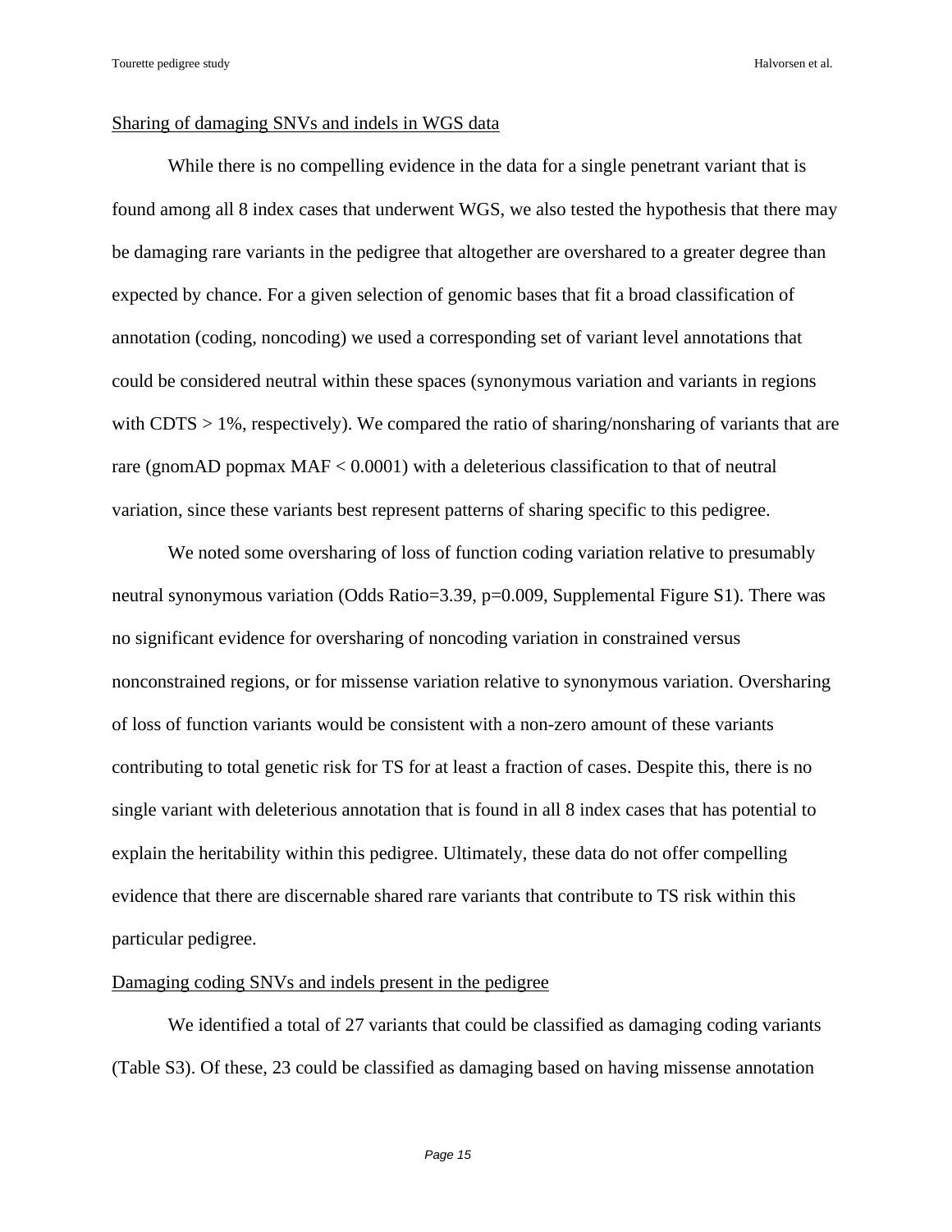## Sharing of damaging SNVs and indels in WGS data

While there is no compelling evidence in the data for a single penetrant variant that is found among all 8 index cases that underwent WGS, we also tested the hypothesis that there may be damaging rare variants in the pedigree that altogether are overshared to a greater degree than expected by chance. For a given selection of genomic bases that fit a broad classification of annotation (coding, noncoding) we used a corresponding set of variant level annotations that could be considered neutral within these spaces (synonymous variation and variants in regions with CDTS > 1%, respectively). We compared the ratio of sharing/nonsharing of variants that are rare (gnomAD popmax MAF < 0.0001) with a deleterious classification to that of neutral variation, since these variants best represent patterns of sharing specific to this pedigree.

We noted some oversharing of loss of function coding variation relative to presumably neutral synonymous variation (Odds Ratio=3.39, p=0.009, Supplemental Figure S1). There was no significant evidence for oversharing of noncoding variation in constrained versus nonconstrained regions, or for missense variation relative to synonymous variation. Oversharing of loss of function variants would be consistent with a non-zero amount of these variants contributing to total genetic risk for TS for at least a fraction of cases. Despite this, there is no single variant with deleterious annotation that is found in all 8 index cases that has potential to explain the heritability within this pedigree. Ultimately, these data do not offer compelling evidence that there are discernable shared rare variants that contribute to TS risk within this particular pedigree.

## Damaging coding SNVs and indels present in the pedigree

We identified a total of 27 variants that could be classified as damaging coding variants (Table S3). Of these, 23 could be classified as damaging based on having missense annotation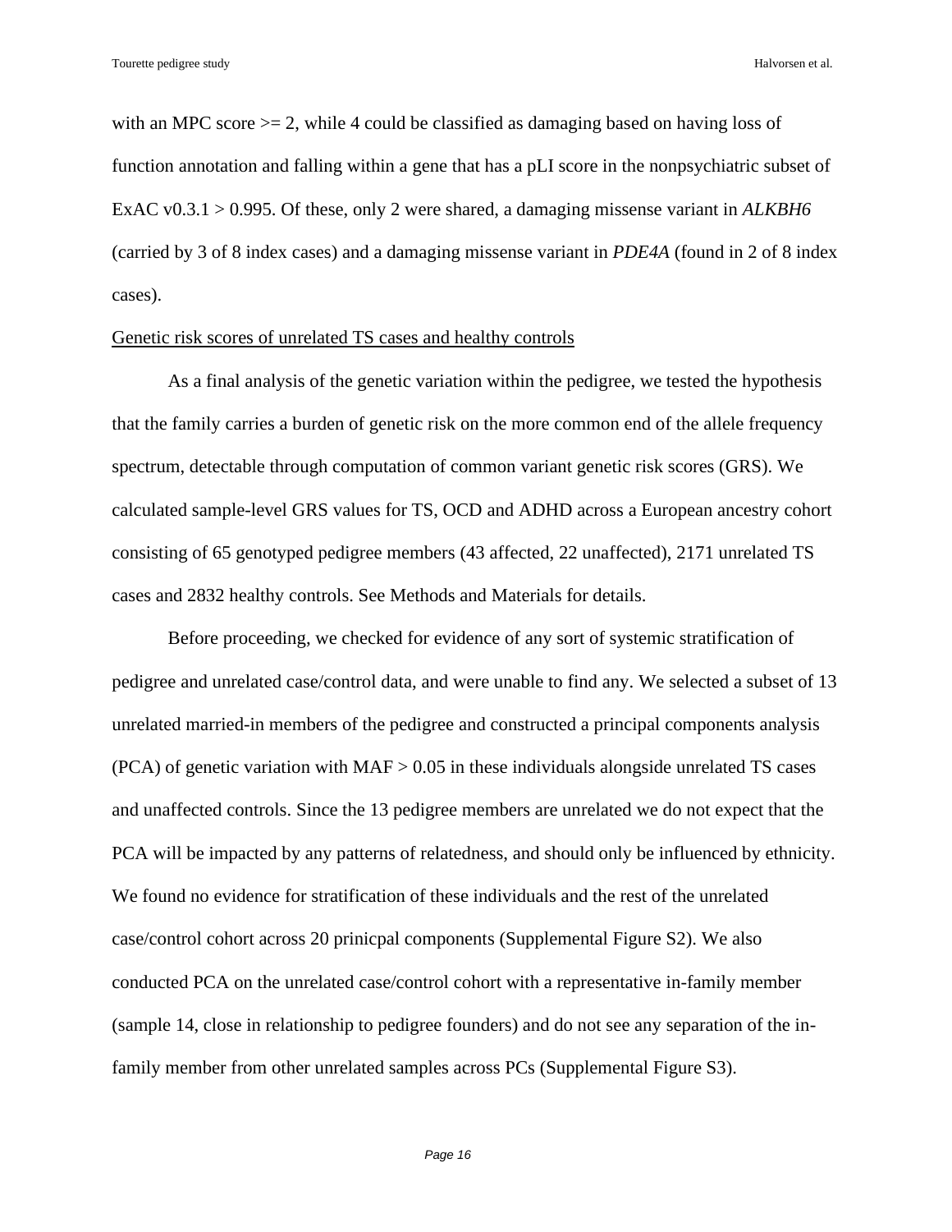with an MPC score >= 2, while 4 could be classified as damaging based on having loss of function annotation and falling within a gene that has a pLI score in the nonpsychiatric subset of ExAC v0.3.1 > 0.995. Of these, only 2 were shared, a damaging missense variant in *ALKBH6* (carried by 3 of 8 index cases) and a damaging missense variant in *PDE4A* (found in 2 of 8 index cases).

## Genetic risk scores of unrelated TS cases and healthy controls

As a final analysis of the genetic variation within the pedigree, we tested the hypothesis that the family carries a burden of genetic risk on the more common end of the allele frequency spectrum, detectable through computation of common variant genetic risk scores (GRS). We calculated sample-level GRS values for TS, OCD and ADHD across a European ancestry cohort consisting of 65 genotyped pedigree members (43 affected, 22 unaffected), 2171 unrelated TS cases and 2832 healthy controls. See Methods and Materials for details.

Before proceeding, we checked for evidence of any sort of systemic stratification of pedigree and unrelated case/control data, and were unable to find any. We selected a subset of 13 unrelated married-in members of the pedigree and constructed a principal components analysis (PCA) of genetic variation with MAF > 0.05 in these individuals alongside unrelated TS cases and unaffected controls. Since the 13 pedigree members are unrelated we do not expect that the PCA will be impacted by any patterns of relatedness, and should only be influenced by ethnicity. We found no evidence for stratification of these individuals and the rest of the unrelated case/control cohort across 20 prinicpal components (Supplemental Figure S2). We also conducted PCA on the unrelated case/control cohort with a representative in-family member (sample 14, close in relationship to pedigree founders) and do not see any separation of the in-family member from other unrelated samples across PCs (Supplemental Figure S3).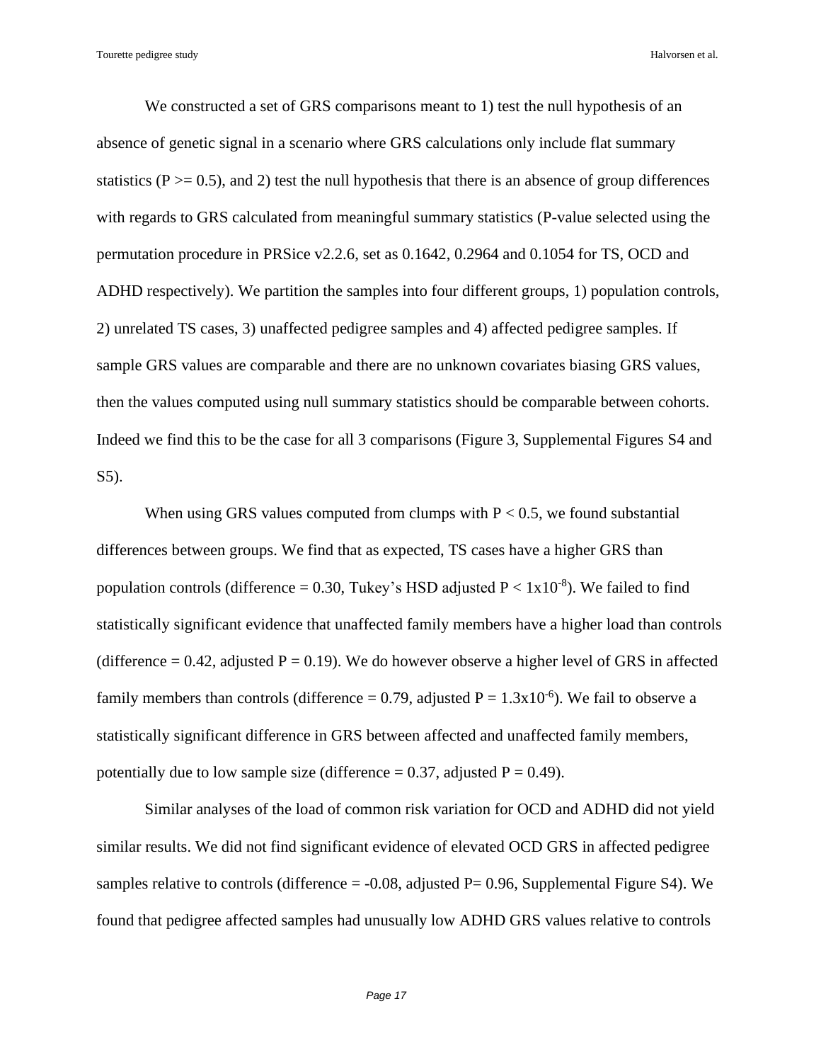We constructed a set of GRS comparisons meant to 1) test the null hypothesis of an absence of genetic signal in a scenario where GRS calculations only include flat summary statistics ($P >= 0.5$), and 2) test the null hypothesis that there is an absence of group differences with regards to GRS calculated from meaningful summary statistics (P-value selected using the permutation procedure in PRSice v2.2.6, set as 0.1642, 0.2964 and 0.1054 for TS, OCD and ADHD respectively). We partition the samples into four different groups, 1) population controls, 2) unrelated TS cases, 3) unaffected pedigree samples and 4) affected pedigree samples. If sample GRS values are comparable and there are no unknown covariates biasing GRS values, then the values computed using null summary statistics should be comparable between cohorts. Indeed we find this to be the case for all 3 comparisons (Figure 3, Supplemental Figures S4 and S5).

When using GRS values computed from clumps with $P < 0.5$, we found substantial differences between groups. We find that as expected, TS cases have a higher GRS than population controls (difference = 0.30, Tukey's HSD adjusted $P < 1x10^{-8}$). We failed to find statistically significant evidence that unaffected family members have a higher load than controls (difference = 0.42, adjusted P = 0.19). We do however observe a higher level of GRS in affected family members than controls (difference = 0.79, adjusted $P = 1.3x10^{-6}$). We fail to observe a statistically significant difference in GRS between affected and unaffected family members, potentially due to low sample size (difference = 0.37, adjusted P = 0.49).

Similar analyses of the load of common risk variation for OCD and ADHD did not yield similar results. We did not find significant evidence of elevated OCD GRS in affected pedigree samples relative to controls (difference = -0.08, adjusted P= 0.96, Supplemental Figure S4). We found that pedigree affected samples had unusually low ADHD GRS values relative to controls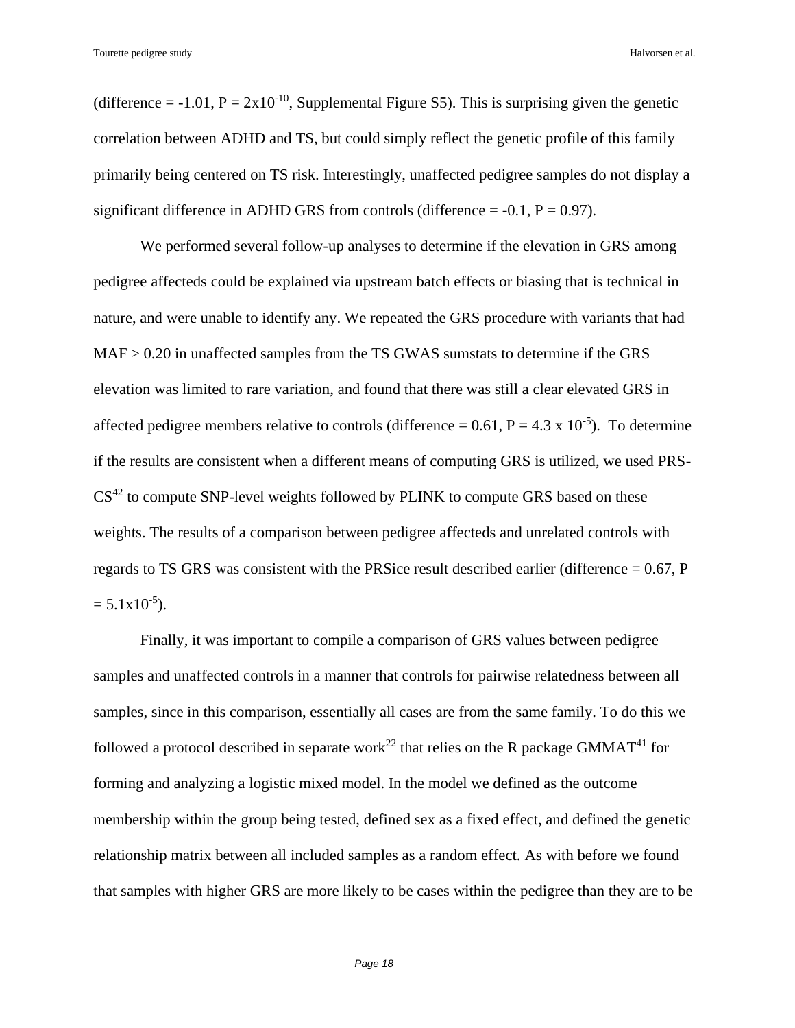(difference = -1.01, $P = 2x10^{-10}$, Supplemental Figure S5). This is surprising given the genetic correlation between ADHD and TS, but could simply reflect the genetic profile of this family primarily being centered on TS risk. Interestingly, unaffected pedigree samples do not display a significant difference in ADHD GRS from controls (difference = -0.1, P = 0.97).

We performed several follow-up analyses to determine if the elevation in GRS among pedigree affecteds could be explained via upstream batch effects or biasing that is technical in nature, and were unable to identify any. We repeated the GRS procedure with variants that had MAF > 0.20 in unaffected samples from the TS GWAS sumstats to determine if the GRS elevation was limited to rare variation, and found that there was still a clear elevated GRS in affected pedigree members relative to controls (difference = 0.61, $P = 4.3 \times 10^{-5}$). To determine if the results are consistent when a different means of computing GRS is utilized, we used PRS-CS[42] to compute SNP-level weights followed by PLINK to compute GRS based on these weights. The results of a comparison between pedigree affecteds and unrelated controls with regards to TS GRS was consistent with the PRSice result described earlier (difference = 0.67, $P = 5.1x10^{-5}$).

Finally, it was important to compile a comparison of GRS values between pedigree samples and unaffected controls in a manner that controls for pairwise relatedness between all samples, since in this comparison, essentially all cases are from the same family. To do this we followed a protocol described in separate work[22] that relies on the R package GMMAT[41] for forming and analyzing a logistic mixed model. In the model we defined as the outcome membership within the group being tested, defined sex as a fixed effect, and defined the genetic relationship matrix between all included samples as a random effect. As with before we found that samples with higher GRS are more likely to be cases within the pedigree than they are to be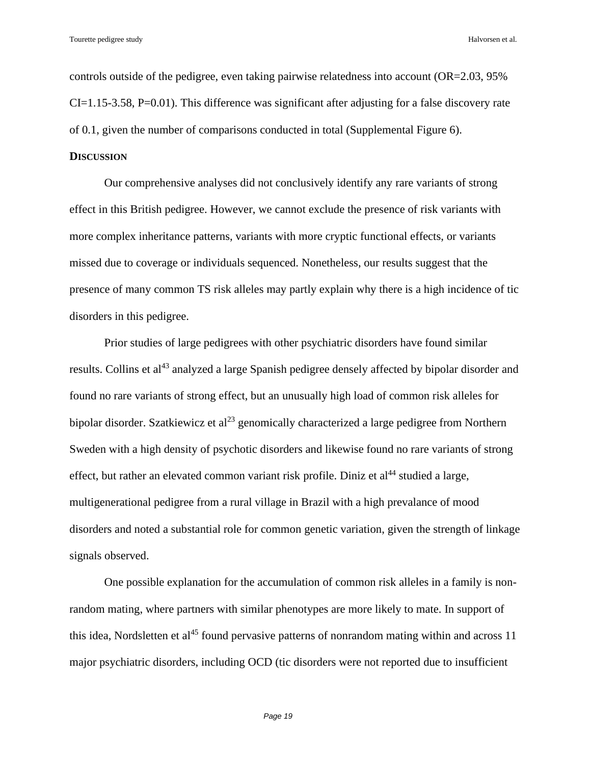controls outside of the pedigree, even taking pairwise relatedness into account (OR=2.03, 95% CI=1.15-3.58, P=0.01). This difference was significant after adjusting for a false discovery rate of 0.1, given the number of comparisons conducted in total (Supplemental Figure 6).

## DISCUSSION

Our comprehensive analyses did not conclusively identify any rare variants of strong effect in this British pedigree. However, we cannot exclude the presence of risk variants with more complex inheritance patterns, variants with more cryptic functional effects, or variants missed due to coverage or individuals sequenced. Nonetheless, our results suggest that the presence of many common TS risk alleles may partly explain why there is a high incidence of tic disorders in this pedigree.

Prior studies of large pedigrees with other psychiatric disorders have found similar results. Collins et al[43] analyzed a large Spanish pedigree densely affected by bipolar disorder and found no rare variants of strong effect, but an unusually high load of common risk alleles for bipolar disorder. Szatkiewicz et al[23] genomically characterized a large pedigree from Northern Sweden with a high density of psychotic disorders and likewise found no rare variants of strong effect, but rather an elevated common variant risk profile. Diniz et al[44] studied a large, multigenerational pedigree from a rural village in Brazil with a high prevalance of mood disorders and noted a substantial role for common genetic variation, given the strength of linkage signals observed.

One possible explanation for the accumulation of common risk alleles in a family is non-random mating, where partners with similar phenotypes are more likely to mate. In support of this idea, Nordsletten et al[45] found pervasive patterns of nonrandom mating within and across 11 major psychiatric disorders, including OCD (tic disorders were not reported due to insufficient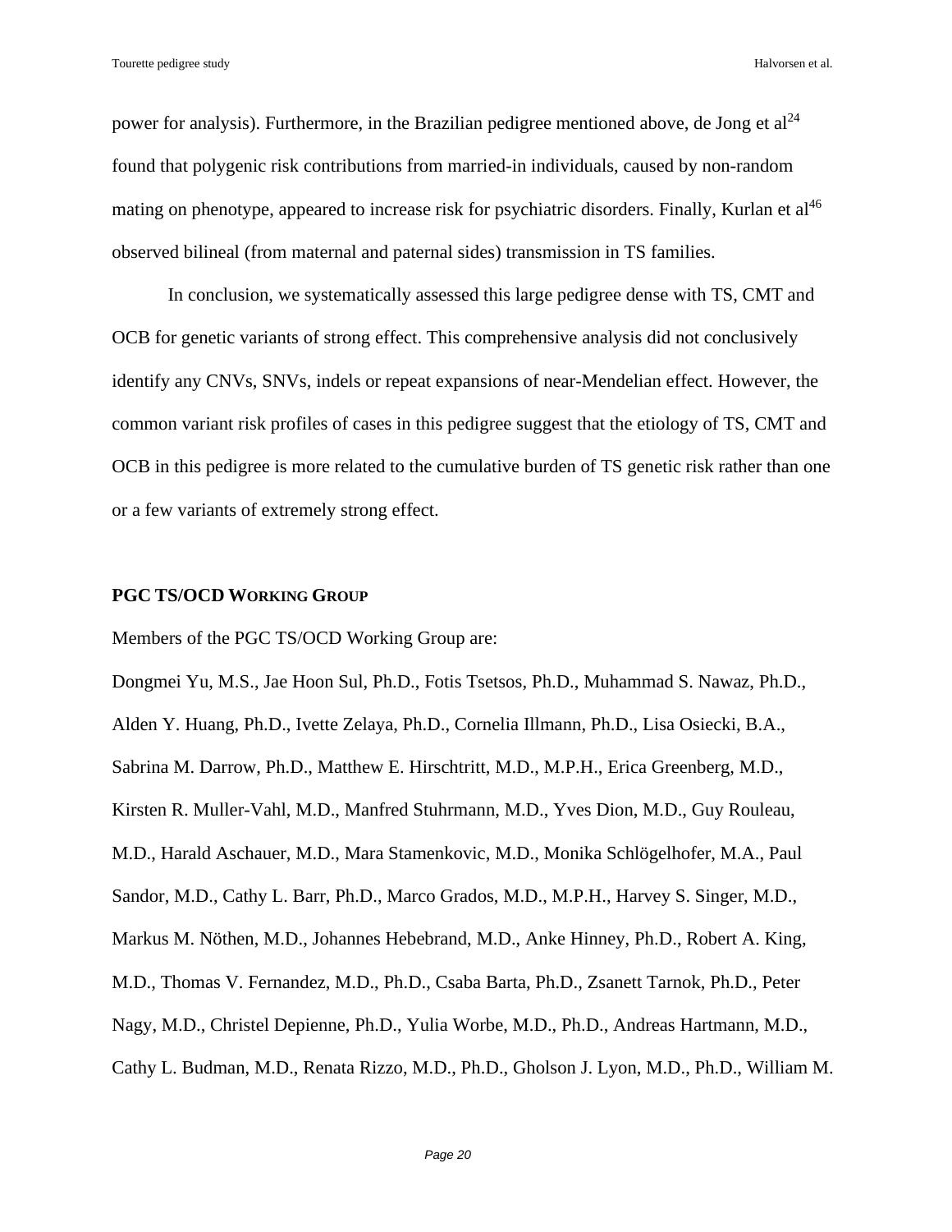power for analysis). Furthermore, in the Brazilian pedigree mentioned above, de Jong et al[24] found that polygenic risk contributions from married-in individuals, caused by non-random mating on phenotype, appeared to increase risk for psychiatric disorders. Finally, Kurlan et al[46] observed bilineal (from maternal and paternal sides) transmission in TS families.

In conclusion, we systematically assessed this large pedigree dense with TS, CMT and OCB for genetic variants of strong effect. This comprehensive analysis did not conclusively identify any CNVs, SNVs, indels or repeat expansions of near-Mendelian effect. However, the common variant risk profiles of cases in this pedigree suggest that the etiology of TS, CMT and OCB in this pedigree is more related to the cumulative burden of TS genetic risk rather than one or a few variants of extremely strong effect.

## PGC TS/OCD Working Group

Members of the PGC TS/OCD Working Group are:

Dongmei Yu, M.S., Jae Hoon Sul, Ph.D., Fotis Tsetsos, Ph.D., Muhammad S. Nawaz, Ph.D., Alden Y. Huang, Ph.D., Ivette Zelaya, Ph.D., Cornelia Illmann, Ph.D., Lisa Osiecki, B.A., Sabrina M. Darrow, Ph.D., Matthew E. Hirschtritt, M.D., M.P.H., Erica Greenberg, M.D., Kirsten R. Muller-Vahl, M.D., Manfred Stuhrmann, M.D., Yves Dion, M.D., Guy Rouleau, M.D., Harald Aschauer, M.D., Mara Stamenkovic, M.D., Monika Schlögelhofer, M.A., Paul Sandor, M.D., Cathy L. Barr, Ph.D., Marco Grados, M.D., M.P.H., Harvey S. Singer, M.D., Markus M. Nöthen, M.D., Johannes Hebebrand, M.D., Anke Hinney, Ph.D., Robert A. King, M.D., Thomas V. Fernandez, M.D., Ph.D., Csaba Barta, Ph.D., Zsanett Tarnok, Ph.D., Peter Nagy, M.D., Christel Depienne, Ph.D., Yulia Worbe, M.D., Ph.D., Andreas Hartmann, M.D., Cathy L. Budman, M.D., Renata Rizzo, M.D., Ph.D., Gholson J. Lyon, M.D., Ph.D., William M.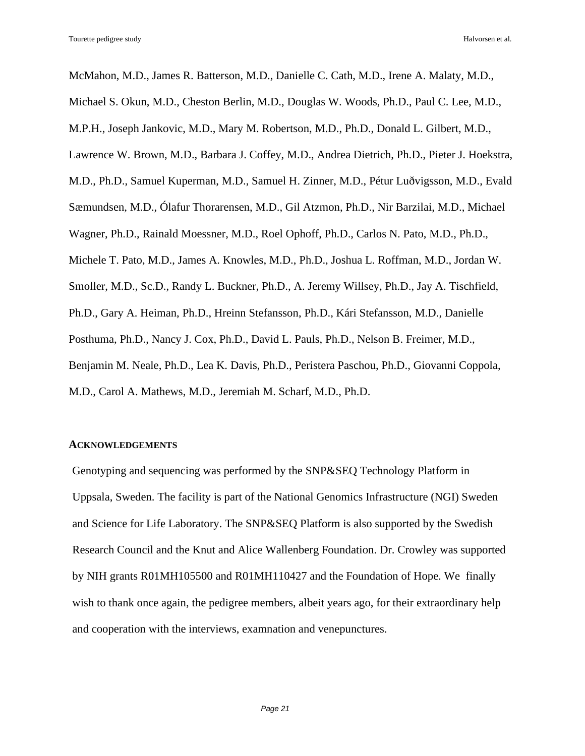McMahon, M.D., James R. Batterson, M.D., Danielle C. Cath, M.D., Irene A. Malaty, M.D., Michael S. Okun, M.D., Cheston Berlin, M.D., Douglas W. Woods, Ph.D., Paul C. Lee, M.D., M.P.H., Joseph Jankovic, M.D., Mary M. Robertson, M.D., Ph.D., Donald L. Gilbert, M.D., Lawrence W. Brown, M.D., Barbara J. Coffey, M.D., Andrea Dietrich, Ph.D., Pieter J. Hoekstra, M.D., Ph.D., Samuel Kuperman, M.D., Samuel H. Zinner, M.D., Pétur Luðvigsson, M.D., Evald Sæmundsen, M.D., Ólafur Thorarensen, M.D., Gil Atzmon, Ph.D., Nir Barzilai, M.D., Michael Wagner, Ph.D., Rainald Moessner, M.D., Roel Ophoff, Ph.D., Carlos N. Pato, M.D., Ph.D., Michele T. Pato, M.D., James A. Knowles, M.D., Ph.D., Joshua L. Roffman, M.D., Jordan W. Smoller, M.D., Sc.D., Randy L. Buckner, Ph.D., A. Jeremy Willsey, Ph.D., Jay A. Tischfield, Ph.D., Gary A. Heiman, Ph.D., Hreinn Stefansson, Ph.D., Kári Stefansson, M.D., Danielle Posthuma, Ph.D., Nancy J. Cox, Ph.D., David L. Pauls, Ph.D., Nelson B. Freimer, M.D., Benjamin M. Neale, Ph.D., Lea K. Davis, Ph.D., Peristera Paschou, Ph.D., Giovanni Coppola, M.D., Carol A. Mathews, M.D., Jeremiah M. Scharf, M.D., Ph.D.

## ACKNOWLEDGEMENTS

Genotyping and sequencing was performed by the SNP&SEQ Technology Platform in Uppsala, Sweden. The facility is part of the National Genomics Infrastructure (NGI) Sweden and Science for Life Laboratory. The SNP&SEQ Platform is also supported by the Swedish Research Council and the Knut and Alice Wallenberg Foundation. Dr. Crowley was supported by NIH grants R01MH105500 and R01MH110427 and the Foundation of Hope. We finally wish to thank once again, the pedigree members, albeit years ago, for their extraordinary help and cooperation with the interviews, examnation and venepunctures.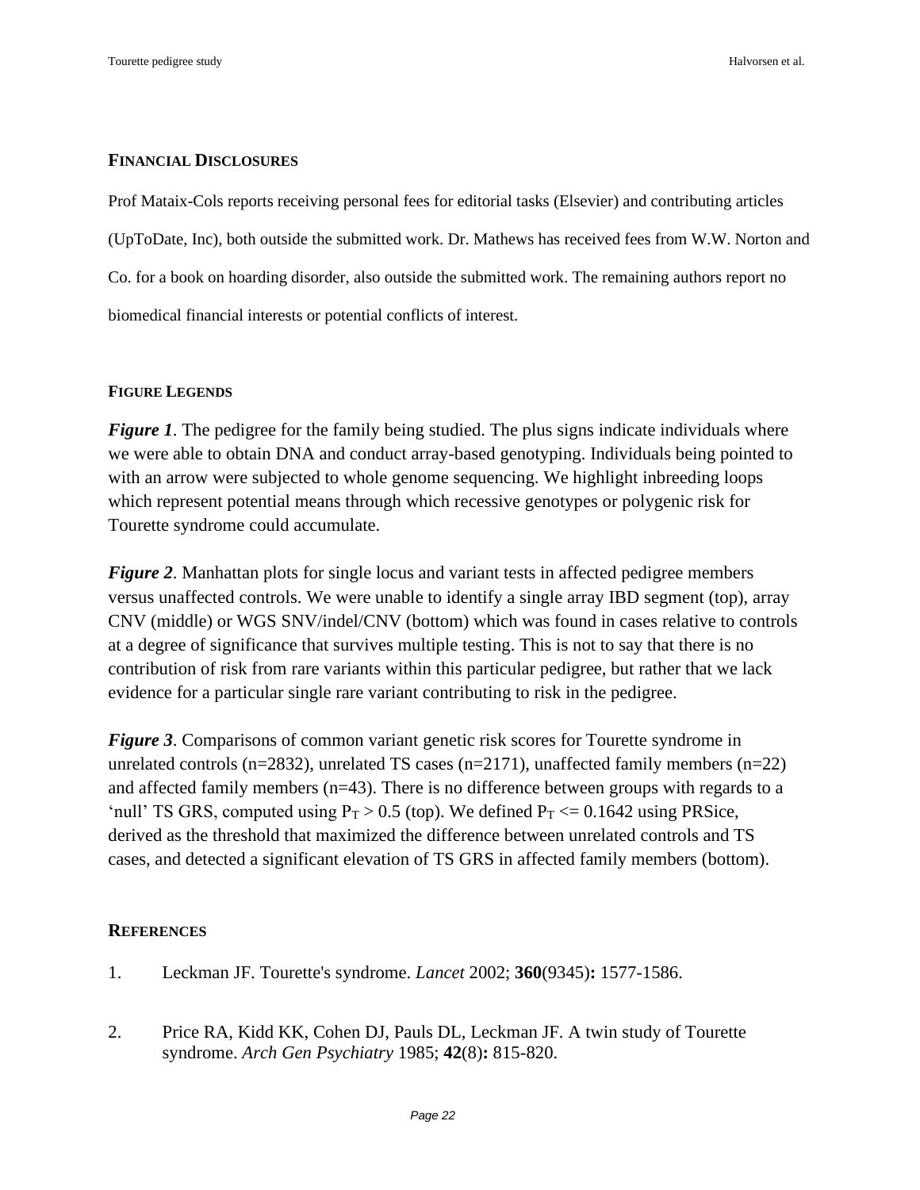## FINANCIAL DISCLOSURES

Prof Mataix-Cols reports receiving personal fees for editorial tasks (Elsevier) and contributing articles (UpToDate, Inc), both outside the submitted work. Dr. Mathews has received fees from W.W. Norton and Co. for a book on hoarding disorder, also outside the submitted work. The remaining authors report no biomedical financial interests or potential conflicts of interest.

## FIGURE LEGENDS

***Figure 1***. The pedigree for the family being studied. The plus signs indicate individuals where we were able to obtain DNA and conduct array-based genotyping. Individuals being pointed to with an arrow were subjected to whole genome sequencing. We highlight inbreeding loops which represent potential means through which recessive genotypes or polygenic risk for Tourette syndrome could accumulate.

***Figure 2***. Manhattan plots for single locus and variant tests in affected pedigree members versus unaffected controls. We were unable to identify a single array IBD segment (top), array CNV (middle) or WGS SNV/indel/CNV (bottom) which was found in cases relative to controls at a degree of significance that survives multiple testing. This is not to say that there is no contribution of risk from rare variants within this particular pedigree, but rather that we lack evidence for a particular single rare variant contributing to risk in the pedigree.

***Figure 3***. Comparisons of common variant genetic risk scores for Tourette syndrome in unrelated controls (n=2832), unrelated TS cases (n=2171), unaffected family members (n=22) and affected family members (n=43). There is no difference between groups with regards to a 'null' TS GRS, computed using $P_T > 0.5$ (top). We defined $P_T <= 0.1642$ using PRSice, derived as the threshold that maximized the difference between unrelated controls and TS cases, and detected a significant elevation of TS GRS in affected family members (bottom).

## REFERENCES

1. Leckman JF. Tourette's syndrome. *Lancet* 2002; **360**(9345)**:** 1577-1586.

2. Price RA, Kidd KK, Cohen DJ, Pauls DL, Leckman JF. A twin study of Tourette syndrome. *Arch Gen Psychiatry* 1985; **42**(8)**:** 815-820.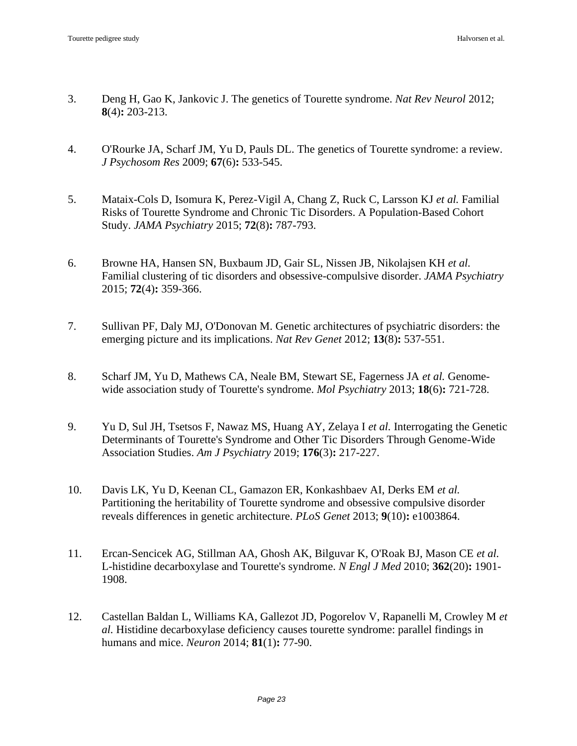3. Deng H, Gao K, Jankovic J. The genetics of Tourette syndrome. *Nat Rev Neurol* 2012; **8**(4)**:** 203-213.

4. O'Rourke JA, Scharf JM, Yu D, Pauls DL. The genetics of Tourette syndrome: a review. *J Psychosom Res* 2009; **67**(6)**:** 533-545.

5. Mataix-Cols D, Isomura K, Perez-Vigil A, Chang Z, Ruck C, Larsson KJ *et al.* Familial Risks of Tourette Syndrome and Chronic Tic Disorders. A Population-Based Cohort Study. *JAMA Psychiatry* 2015; **72**(8)**:** 787-793.

6. Browne HA, Hansen SN, Buxbaum JD, Gair SL, Nissen JB, Nikolajsen KH *et al.* Familial clustering of tic disorders and obsessive-compulsive disorder. *JAMA Psychiatry* 2015; **72**(4)**:** 359-366.

7. Sullivan PF, Daly MJ, O'Donovan M. Genetic architectures of psychiatric disorders: the emerging picture and its implications. *Nat Rev Genet* 2012; **13**(8)**:** 537-551.

8. Scharf JM, Yu D, Mathews CA, Neale BM, Stewart SE, Fagerness JA *et al.* Genome-wide association study of Tourette's syndrome. *Mol Psychiatry* 2013; **18**(6)**:** 721-728.

9. Yu D, Sul JH, Tsetsos F, Nawaz MS, Huang AY, Zelaya I *et al.* Interrogating the Genetic Determinants of Tourette's Syndrome and Other Tic Disorders Through Genome-Wide Association Studies. *Am J Psychiatry* 2019; **176**(3)**:** 217-227.

10. Davis LK, Yu D, Keenan CL, Gamazon ER, Konkashbaev AI, Derks EM *et al.* Partitioning the heritability of Tourette syndrome and obsessive compulsive disorder reveals differences in genetic architecture. *PLoS Genet* 2013; **9**(10)**:** e1003864.

11. Ercan-Sencicek AG, Stillman AA, Ghosh AK, Bilguvar K, O'Roak BJ, Mason CE *et al.* L-histidine decarboxylase and Tourette's syndrome. *N Engl J Med* 2010; **362**(20)**:** 1901-1908.

12. Castellan Baldan L, Williams KA, Gallezot JD, Pogorelov V, Rapanelli M, Crowley M *et al.* Histidine decarboxylase deficiency causes tourette syndrome: parallel findings in humans and mice. *Neuron* 2014; **81**(1)**:** 77-90.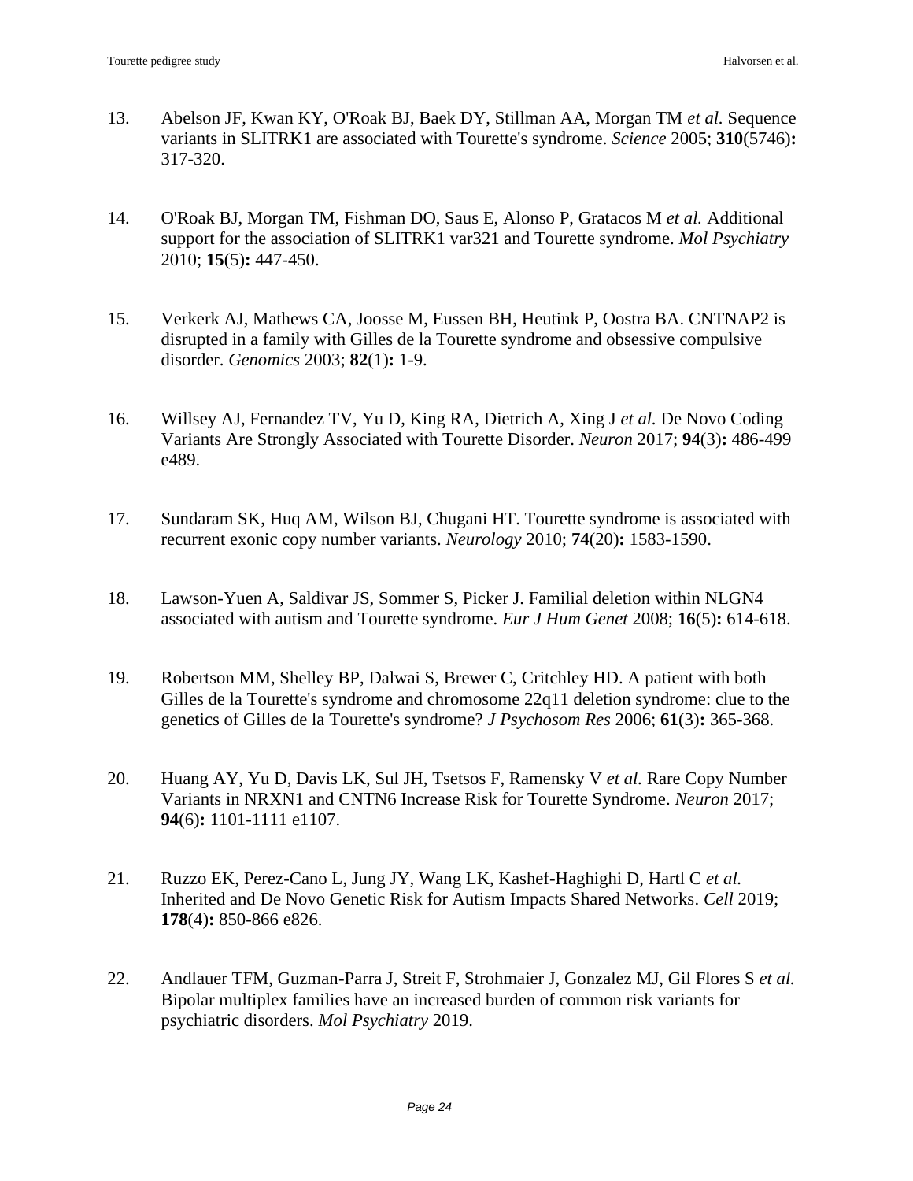13. Abelson JF, Kwan KY, O'Roak BJ, Baek DY, Stillman AA, Morgan TM *et al.* Sequence variants in SLITRK1 are associated with Tourette's syndrome. *Science* 2005; **310**(5746)**:** 317-320.

14. O'Roak BJ, Morgan TM, Fishman DO, Saus E, Alonso P, Gratacos M *et al.* Additional support for the association of SLITRK1 var321 and Tourette syndrome. *Mol Psychiatry* 2010; **15**(5)**:** 447-450.

15. Verkerk AJ, Mathews CA, Joosse M, Eussen BH, Heutink P, Oostra BA. CNTNAP2 is disrupted in a family with Gilles de la Tourette syndrome and obsessive compulsive disorder. *Genomics* 2003; **82**(1)**:** 1-9.

16. Willsey AJ, Fernandez TV, Yu D, King RA, Dietrich A, Xing J *et al.* De Novo Coding Variants Are Strongly Associated with Tourette Disorder. *Neuron* 2017; **94**(3)**:** 486-499 e489.

17. Sundaram SK, Huq AM, Wilson BJ, Chugani HT. Tourette syndrome is associated with recurrent exonic copy number variants. *Neurology* 2010; **74**(20)**:** 1583-1590.

18. Lawson-Yuen A, Saldivar JS, Sommer S, Picker J. Familial deletion within NLGN4 associated with autism and Tourette syndrome. *Eur J Hum Genet* 2008; **16**(5)**:** 614-618.

19. Robertson MM, Shelley BP, Dalwai S, Brewer C, Critchley HD. A patient with both Gilles de la Tourette's syndrome and chromosome 22q11 deletion syndrome: clue to the genetics of Gilles de la Tourette's syndrome? *J Psychosom Res* 2006; **61**(3)**:** 365-368.

20. Huang AY, Yu D, Davis LK, Sul JH, Tsetsos F, Ramensky V *et al.* Rare Copy Number Variants in NRXN1 and CNTN6 Increase Risk for Tourette Syndrome. *Neuron* 2017; **94**(6)**:** 1101-1111 e1107.

21. Ruzzo EK, Perez-Cano L, Jung JY, Wang LK, Kashef-Haghighi D, Hartl C *et al.* Inherited and De Novo Genetic Risk for Autism Impacts Shared Networks. *Cell* 2019; **178**(4)**:** 850-866 e826.

22. Andlauer TFM, Guzman-Parra J, Streit F, Strohmaier J, Gonzalez MJ, Gil Flores S *et al.* Bipolar multiplex families have an increased burden of common risk variants for psychiatric disorders. *Mol Psychiatry* 2019.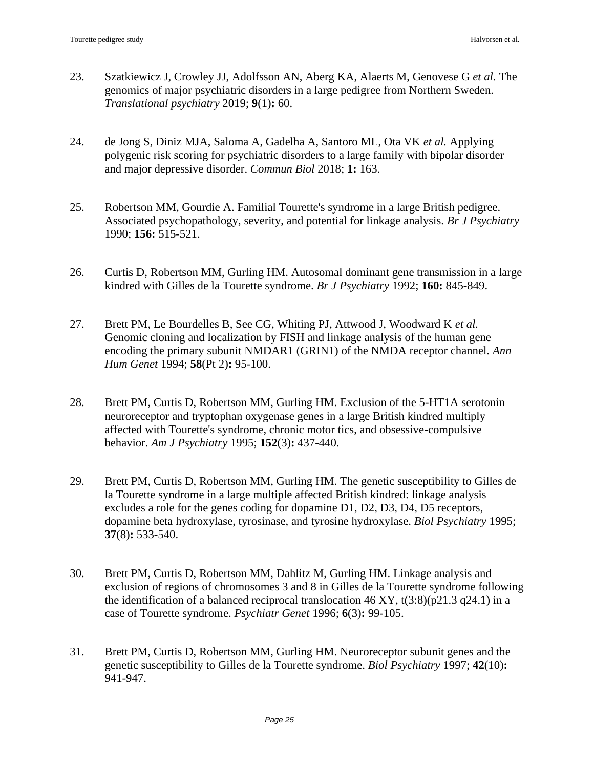23. Szatkiewicz J, Crowley JJ, Adolfsson AN, Aberg KA, Alaerts M, Genovese G *et al.* The genomics of major psychiatric disorders in a large pedigree from Northern Sweden. *Translational psychiatry* 2019; **9**(1)**:** 60.

24. de Jong S, Diniz MJA, Saloma A, Gadelha A, Santoro ML, Ota VK *et al.* Applying polygenic risk scoring for psychiatric disorders to a large family with bipolar disorder and major depressive disorder. *Commun Biol* 2018; **1:** 163.

25. Robertson MM, Gourdie A. Familial Tourette's syndrome in a large British pedigree. Associated psychopathology, severity, and potential for linkage analysis. *Br J Psychiatry* 1990; **156:** 515-521.

26. Curtis D, Robertson MM, Gurling HM. Autosomal dominant gene transmission in a large kindred with Gilles de la Tourette syndrome. *Br J Psychiatry* 1992; **160:** 845-849.

27. Brett PM, Le Bourdelles B, See CG, Whiting PJ, Attwood J, Woodward K *et al.* Genomic cloning and localization by FISH and linkage analysis of the human gene encoding the primary subunit NMDAR1 (GRIN1) of the NMDA receptor channel. *Ann Hum Genet* 1994; **58**(Pt 2)**:** 95-100.

28. Brett PM, Curtis D, Robertson MM, Gurling HM. Exclusion of the 5-HT1A serotonin neuroreceptor and tryptophan oxygenase genes in a large British kindred multiply affected with Tourette's syndrome, chronic motor tics, and obsessive-compulsive behavior. *Am J Psychiatry* 1995; **152**(3)**:** 437-440.

29. Brett PM, Curtis D, Robertson MM, Gurling HM. The genetic susceptibility to Gilles de la Tourette syndrome in a large multiple affected British kindred: linkage analysis excludes a role for the genes coding for dopamine D1, D2, D3, D4, D5 receptors, dopamine beta hydroxylase, tyrosinase, and tyrosine hydroxylase. *Biol Psychiatry* 1995; **37**(8)**:** 533-540.

30. Brett PM, Curtis D, Robertson MM, Dahlitz M, Gurling HM. Linkage analysis and exclusion of regions of chromosomes 3 and 8 in Gilles de la Tourette syndrome following the identification of a balanced reciprocal translocation 46 XY, t(3:8)(p21.3 q24.1) in a case of Tourette syndrome. *Psychiatr Genet* 1996; **6**(3)**:** 99-105.

31. Brett PM, Curtis D, Robertson MM, Gurling HM. Neuroreceptor subunit genes and the genetic susceptibility to Gilles de la Tourette syndrome. *Biol Psychiatry* 1997; **42**(10)**:** 941-947.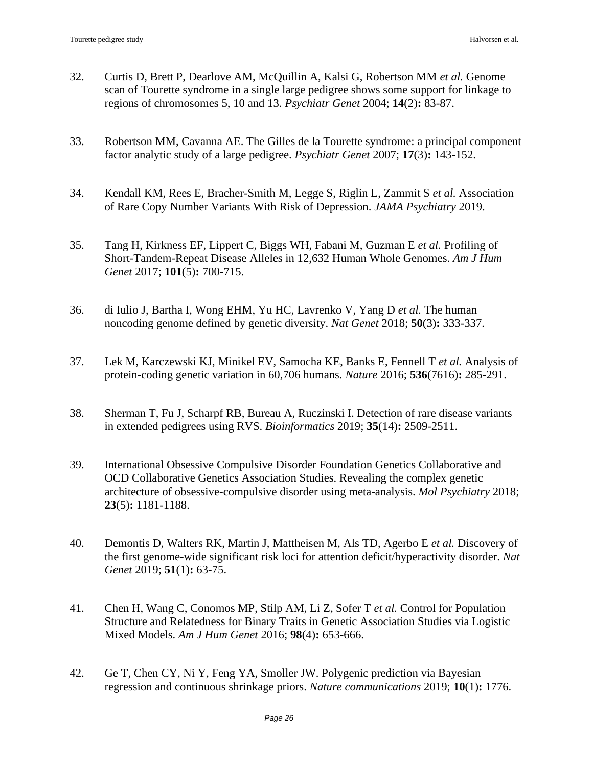32. Curtis D, Brett P, Dearlove AM, McQuillin A, Kalsi G, Robertson MM *et al.* Genome scan of Tourette syndrome in a single large pedigree shows some support for linkage to regions of chromosomes 5, 10 and 13. *Psychiatr Genet* 2004; **14**(2)**:** 83-87.

33. Robertson MM, Cavanna AE. The Gilles de la Tourette syndrome: a principal component factor analytic study of a large pedigree. *Psychiatr Genet* 2007; **17**(3)**:** 143-152.

34. Kendall KM, Rees E, Bracher-Smith M, Legge S, Riglin L, Zammit S *et al.* Association of Rare Copy Number Variants With Risk of Depression. *JAMA Psychiatry* 2019.

35. Tang H, Kirkness EF, Lippert C, Biggs WH, Fabani M, Guzman E *et al.* Profiling of Short-Tandem-Repeat Disease Alleles in 12,632 Human Whole Genomes. *Am J Hum Genet* 2017; **101**(5)**:** 700-715.

36. di Iulio J, Bartha I, Wong EHM, Yu HC, Lavrenko V, Yang D *et al.* The human noncoding genome defined by genetic diversity. *Nat Genet* 2018; **50**(3)**:** 333-337.

37. Lek M, Karczewski KJ, Minikel EV, Samocha KE, Banks E, Fennell T *et al.* Analysis of protein-coding genetic variation in 60,706 humans. *Nature* 2016; **536**(7616)**:** 285-291.

38. Sherman T, Fu J, Scharpf RB, Bureau A, Ruczinski I. Detection of rare disease variants in extended pedigrees using RVS. *Bioinformatics* 2019; **35**(14)**:** 2509-2511.

39. International Obsessive Compulsive Disorder Foundation Genetics Collaborative and OCD Collaborative Genetics Association Studies. Revealing the complex genetic architecture of obsessive-compulsive disorder using meta-analysis. *Mol Psychiatry* 2018; **23**(5)**:** 1181-1188.

40. Demontis D, Walters RK, Martin J, Mattheisen M, Als TD, Agerbo E *et al.* Discovery of the first genome-wide significant risk loci for attention deficit/hyperactivity disorder. *Nat Genet* 2019; **51**(1)**:** 63-75.

41. Chen H, Wang C, Conomos MP, Stilp AM, Li Z, Sofer T *et al.* Control for Population Structure and Relatedness for Binary Traits in Genetic Association Studies via Logistic Mixed Models. *Am J Hum Genet* 2016; **98**(4)**:** 653-666.

42. Ge T, Chen CY, Ni Y, Feng YA, Smoller JW. Polygenic prediction via Bayesian regression and continuous shrinkage priors. *Nature communications* 2019; **10**(1)**:** 1776.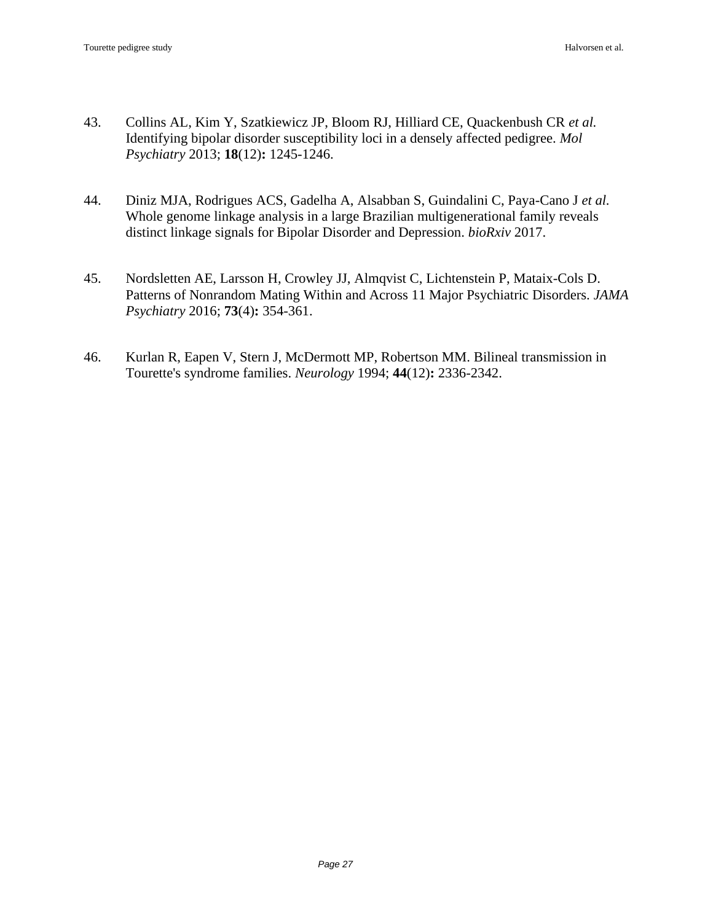43. Collins AL, Kim Y, Szatkiewicz JP, Bloom RJ, Hilliard CE, Quackenbush CR *et al.* Identifying bipolar disorder susceptibility loci in a densely affected pedigree. *Mol Psychiatry* 2013; **18**(12)**:** 1245-1246.

44. Diniz MJA, Rodrigues ACS, Gadelha A, Alsabban S, Guindalini C, Paya-Cano J *et al.* Whole genome linkage analysis in a large Brazilian multigenerational family reveals distinct linkage signals for Bipolar Disorder and Depression. *bioRxiv* 2017.

45. Nordsletten AE, Larsson H, Crowley JJ, Almqvist C, Lichtenstein P, Mataix-Cols D. Patterns of Nonrandom Mating Within and Across 11 Major Psychiatric Disorders. *JAMA Psychiatry* 2016; **73**(4)**:** 354-361.

46. Kurlan R, Eapen V, Stern J, McDermott MP, Robertson MM. Bilineal transmission in Tourette's syndrome families. *Neurology* 1994; **44**(12)**:** 2336-2342.